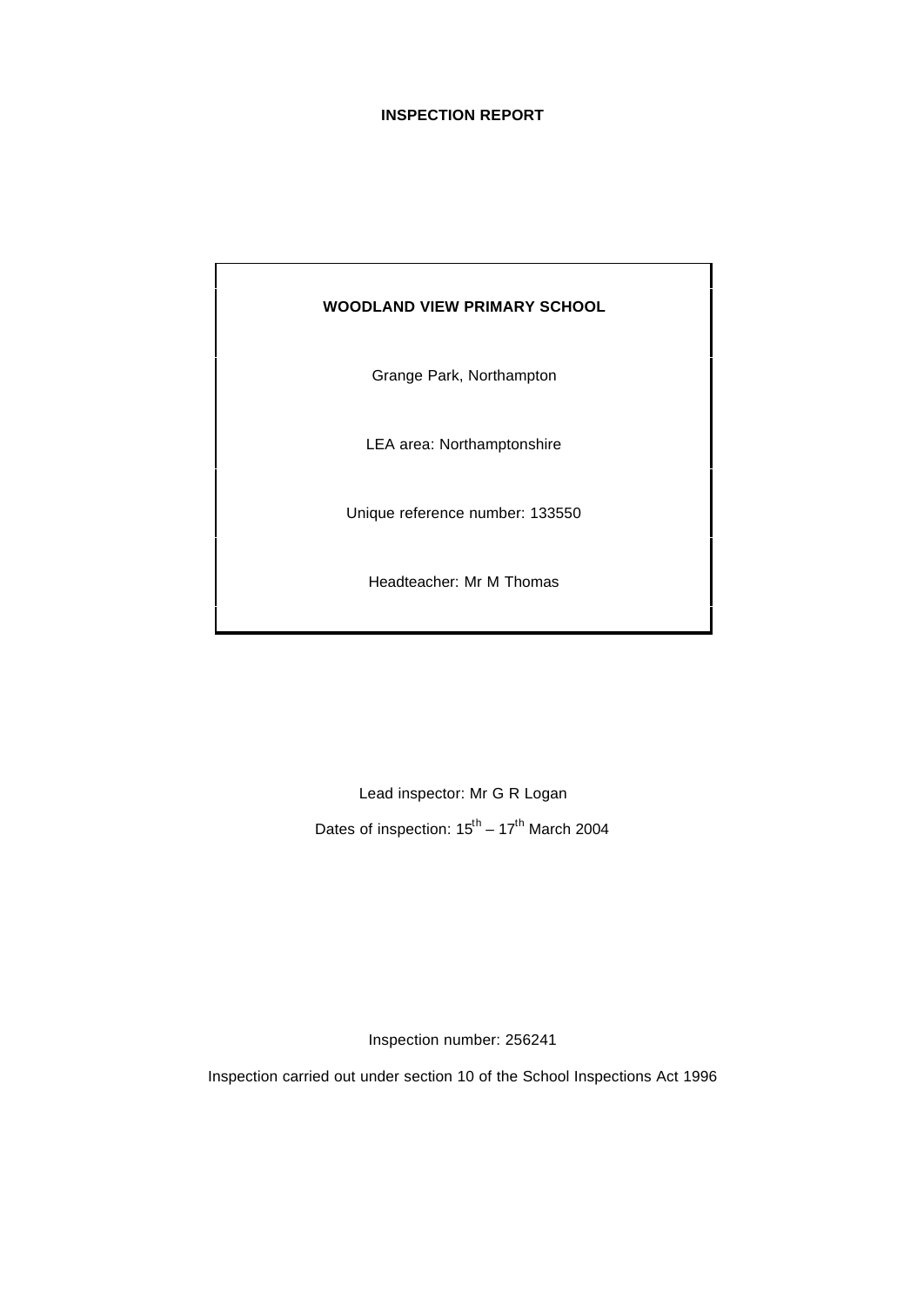# INSPECTION REPORT

**WOODLAND VIEW PRIMARY SCHOOL**

Grange Park, Northampton

LEA area: Northamptonshire

Unique reference number: 133550

Headteacher: Mr M Thomas

Lead inspector: Mr G R Logan

Dates of inspection: 15th – 17th March 2004

Inspection number: 256241

Inspection carried out under section 10 of the School Inspections Act 1996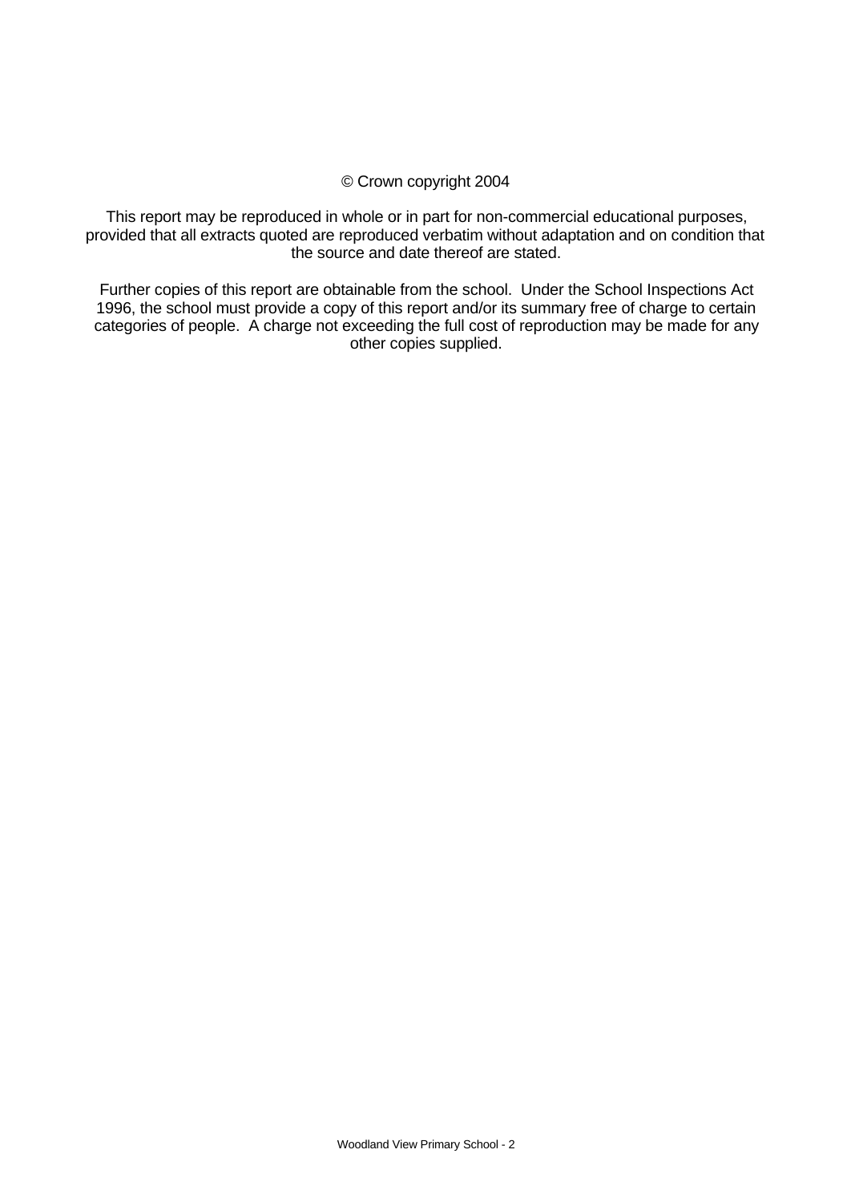© Crown copyright 2004

This report may be reproduced in whole or in part for non-commercial educational purposes, provided that all extracts quoted are reproduced verbatim without adaptation and on condition that the source and date thereof are stated.

Further copies of this report are obtainable from the school. Under the School Inspections Act 1996, the school must provide a copy of this report and/or its summary free of charge to certain categories of people. A charge not exceeding the full cost of reproduction may be made for any other copies supplied.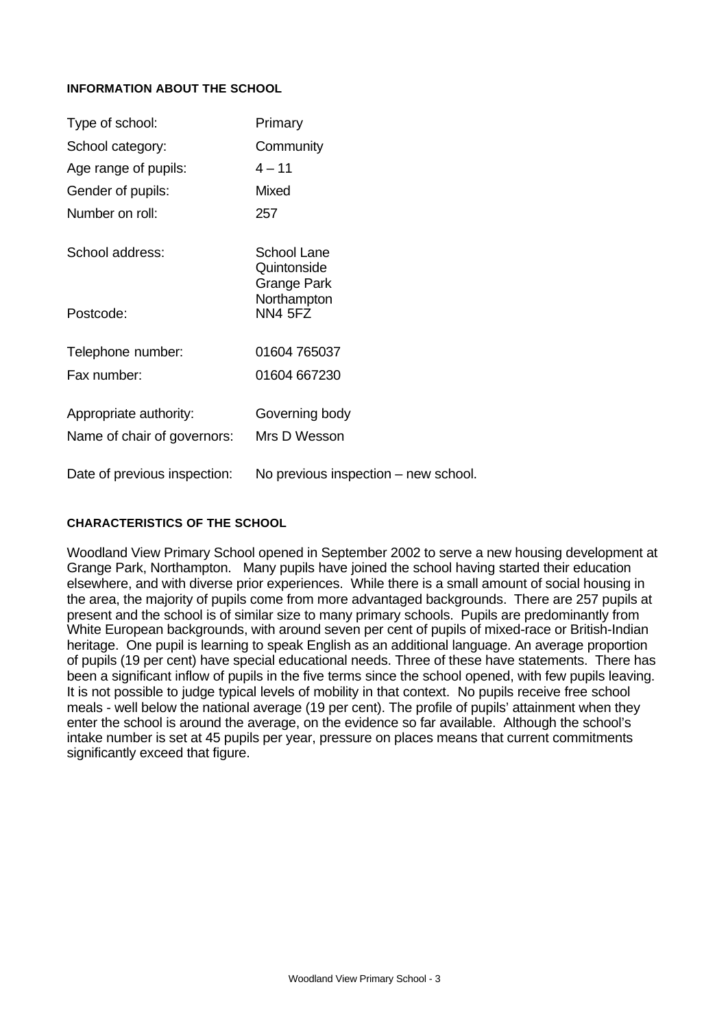## INFORMATION ABOUT THE SCHOOL

| | |
|---|---|
| Type of school: | Primary |
| School category: | Community |
| Age range of pupils: | 4 – 11 |
| Gender of pupils: | Mixed |
| Number on roll: | 257 |
| School address: | School Lane<br>Quintonside<br>Grange Park<br>Northampton |
| Postcode: | NN4 5FZ |
| Telephone number: | 01604 765037 |
| Fax number: | 01604 667230 |
| Appropriate authority: | Governing body |
| Name of chair of governors: | Mrs D Wesson |
| Date of previous inspection: | No previous inspection – new school. |

## CHARACTERISTICS OF THE SCHOOL

Woodland View Primary School opened in September 2002 to serve a new housing development at Grange Park, Northampton. Many pupils have joined the school having started their education elsewhere, and with diverse prior experiences. While there is a small amount of social housing in the area, the majority of pupils come from more advantaged backgrounds. There are 257 pupils at present and the school is of similar size to many primary schools. Pupils are predominantly from White European backgrounds, with around seven per cent of pupils of mixed-race or British-Indian heritage. One pupil is learning to speak English as an additional language. An average proportion of pupils (19 per cent) have special educational needs. Three of these have statements. There has been a significant inflow of pupils in the five terms since the school opened, with few pupils leaving. It is not possible to judge typical levels of mobility in that context. No pupils receive free school meals - well below the national average (19 per cent). The profile of pupils' attainment when they enter the school is around the average, on the evidence so far available. Although the school's intake number is set at 45 pupils per year, pressure on places means that current commitments significantly exceed that figure.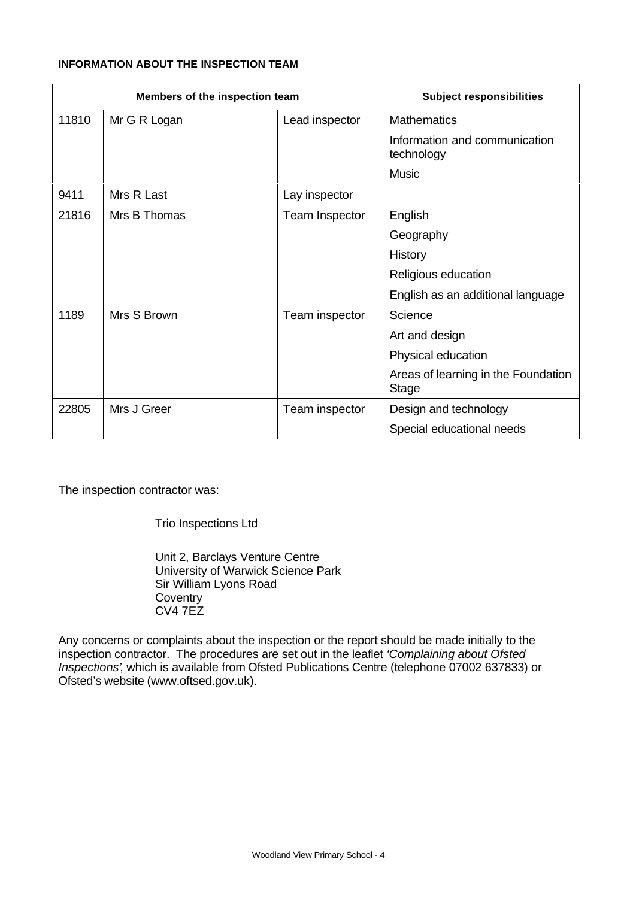**INFORMATION ABOUT THE INSPECTION TEAM**

| Members of the inspection team | | | Subject responsibilities |
|---|---|---|---|
| 11810 | Mr G R Logan | Lead inspector | Mathematics |
| | | | Information and communication technology |
| | | | Music |
| 9411 | Mrs R Last | Lay inspector | |
| 21816 | Mrs B Thomas | Team Inspector | English |
| | | | Geography |
| | | | History |
| | | | Religious education |
| | | | English as an additional language |
| 1189 | Mrs S Brown | Team inspector | Science |
| | | | Art and design |
| | | | Physical education |
| | | | Areas of learning in the Foundation Stage |
| 22805 | Mrs J Greer | Team inspector | Design and technology |
| | | | Special educational needs |

The inspection contractor was:

Trio Inspections Ltd

Unit 2, Barclays Venture Centre
University of Warwick Science Park
Sir William Lyons Road
Coventry
CV4 7EZ

Any concerns or complaints about the inspection or the report should be made initially to the inspection contractor. The procedures are set out in the leaflet *'Complaining about Ofsted Inspections'*, which is available from Ofsted Publications Centre (telephone 07002 637833) or Ofsted's website (www.oftsed.gov.uk).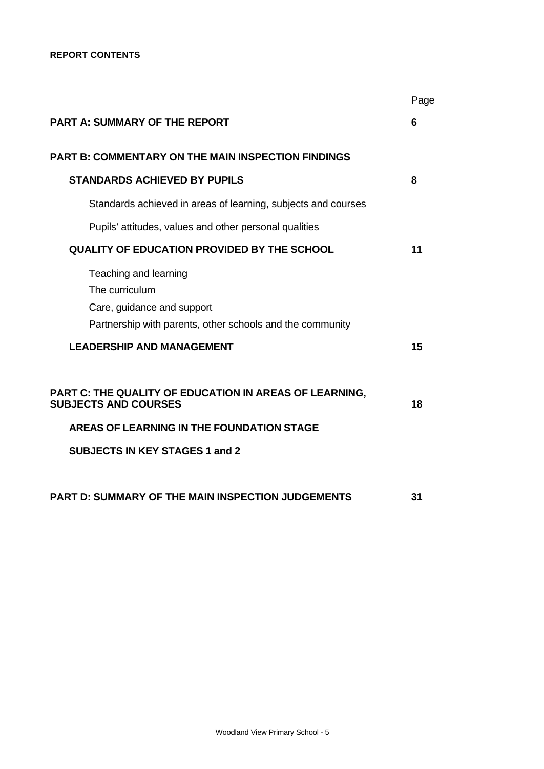**REPORT CONTENTS**

| | Page |
|---|---|
| **PART A: SUMMARY OF THE REPORT** | **6** |
| **PART B: COMMENTARY ON THE MAIN INSPECTION FINDINGS** | |
| **STANDARDS ACHIEVED BY PUPILS** | **8** |
| Standards achieved in areas of learning, subjects and courses | |
| Pupils' attitudes, values and other personal qualities | |
| **QUALITY OF EDUCATION PROVIDED BY THE SCHOOL** | **11** |
| Teaching and learning<br>The curriculum<br>Care, guidance and support<br>Partnership with parents, other schools and the community | |
| **LEADERSHIP AND MANAGEMENT** | **15** |
| **PART C: THE QUALITY OF EDUCATION IN AREAS OF LEARNING, SUBJECTS AND COURSES** | **18** |
| **AREAS OF LEARNING IN THE FOUNDATION STAGE** | |
| **SUBJECTS IN KEY STAGES 1 and 2** | |
| **PART D: SUMMARY OF THE MAIN INSPECTION JUDGEMENTS** | **31** |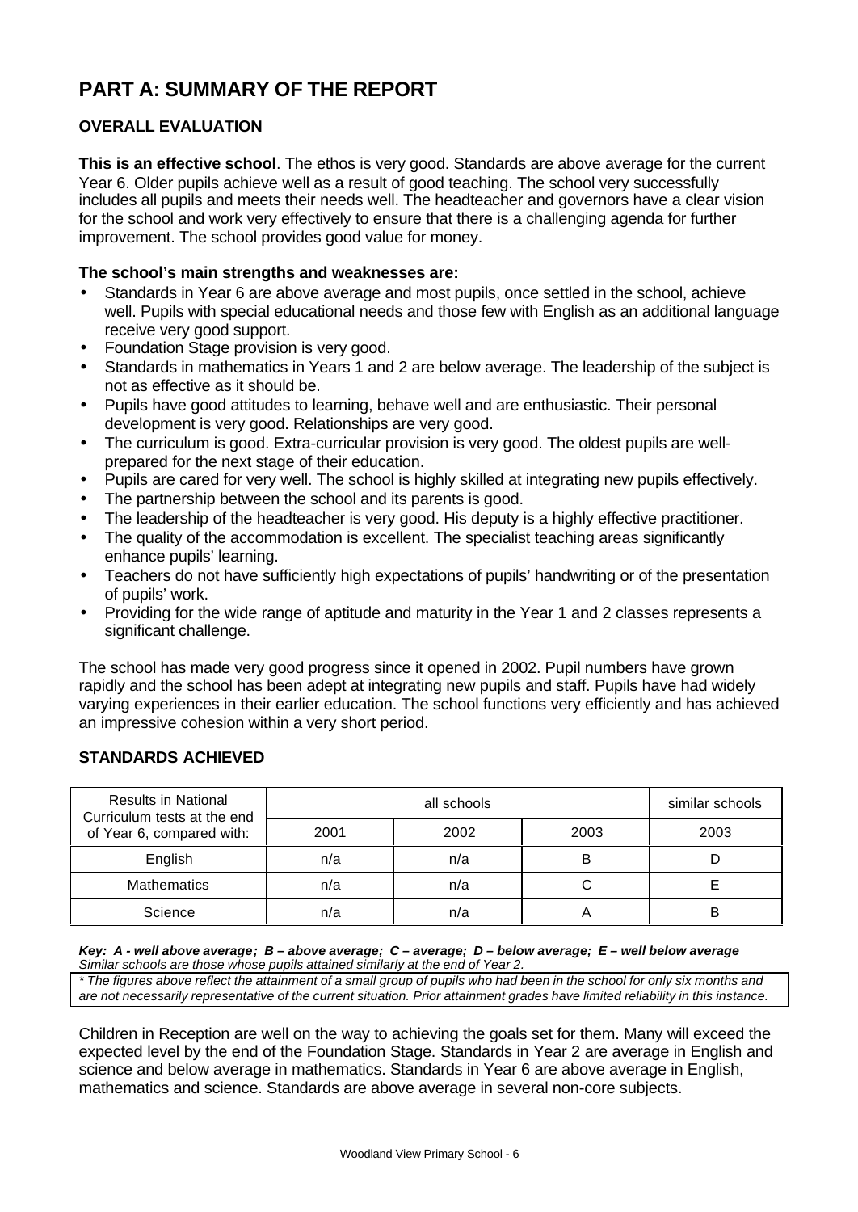# PART A: SUMMARY OF THE REPORT

## OVERALL EVALUATION

**This is an effective school**. The ethos is very good. Standards are above average for the current Year 6. Older pupils achieve well as a result of good teaching. The school very successfully includes all pupils and meets their needs well. The headteacher and governors have a clear vision for the school and work very effectively to ensure that there is a challenging agenda for further improvement. The school provides good value for money.

**The school's main strengths and weaknesses are:**

- Standards in Year 6 are above average and most pupils, once settled in the school, achieve well. Pupils with special educational needs and those few with English as an additional language receive very good support.
- Foundation Stage provision is very good.
- Standards in mathematics in Years 1 and 2 are below average. The leadership of the subject is not as effective as it should be.
- Pupils have good attitudes to learning, behave well and are enthusiastic. Their personal development is very good. Relationships are very good.
- The curriculum is good. Extra-curricular provision is very good. The oldest pupils are well-prepared for the next stage of their education.
- Pupils are cared for very well. The school is highly skilled at integrating new pupils effectively.
- The partnership between the school and its parents is good.
- The leadership of the headteacher is very good. His deputy is a highly effective practitioner.
- The quality of the accommodation is excellent. The specialist teaching areas significantly enhance pupils' learning.
- Teachers do not have sufficiently high expectations of pupils' handwriting or of the presentation of pupils' work.
- Providing for the wide range of aptitude and maturity in the Year 1 and 2 classes represents a significant challenge.

The school has made very good progress since it opened in 2002. Pupil numbers have grown rapidly and the school has been adept at integrating new pupils and staff. Pupils have had widely varying experiences in their earlier education. The school functions very efficiently and has achieved an impressive cohesion within a very short period.

## STANDARDS ACHIEVED

| Results in National Curriculum tests at the end of Year 6, compared with: | all schools | | | similar schools |
|---|---|---|---|---|
| | 2001 | 2002 | 2003 | 2003 |
| English | n/a | n/a | B | D |
| Mathematics | n/a | n/a | C | E |
| Science | n/a | n/a | A | B |

***Key: A - well above average; B – above average; C – average; D – below average; E – well below average***
*Similar schools are those whose pupils attained similarly at the end of Year 2.*

*\* The figures above reflect the attainment of a small group of pupils who had been in the school for only six months and are not necessarily representative of the current situation. Prior attainment grades have limited reliability in this instance.*

Children in Reception are well on the way to achieving the goals set for them. Many will exceed the expected level by the end of the Foundation Stage. Standards in Year 2 are average in English and science and below average in mathematics. Standards in Year 6 are above average in English, mathematics and science. Standards are above average in several non-core subjects.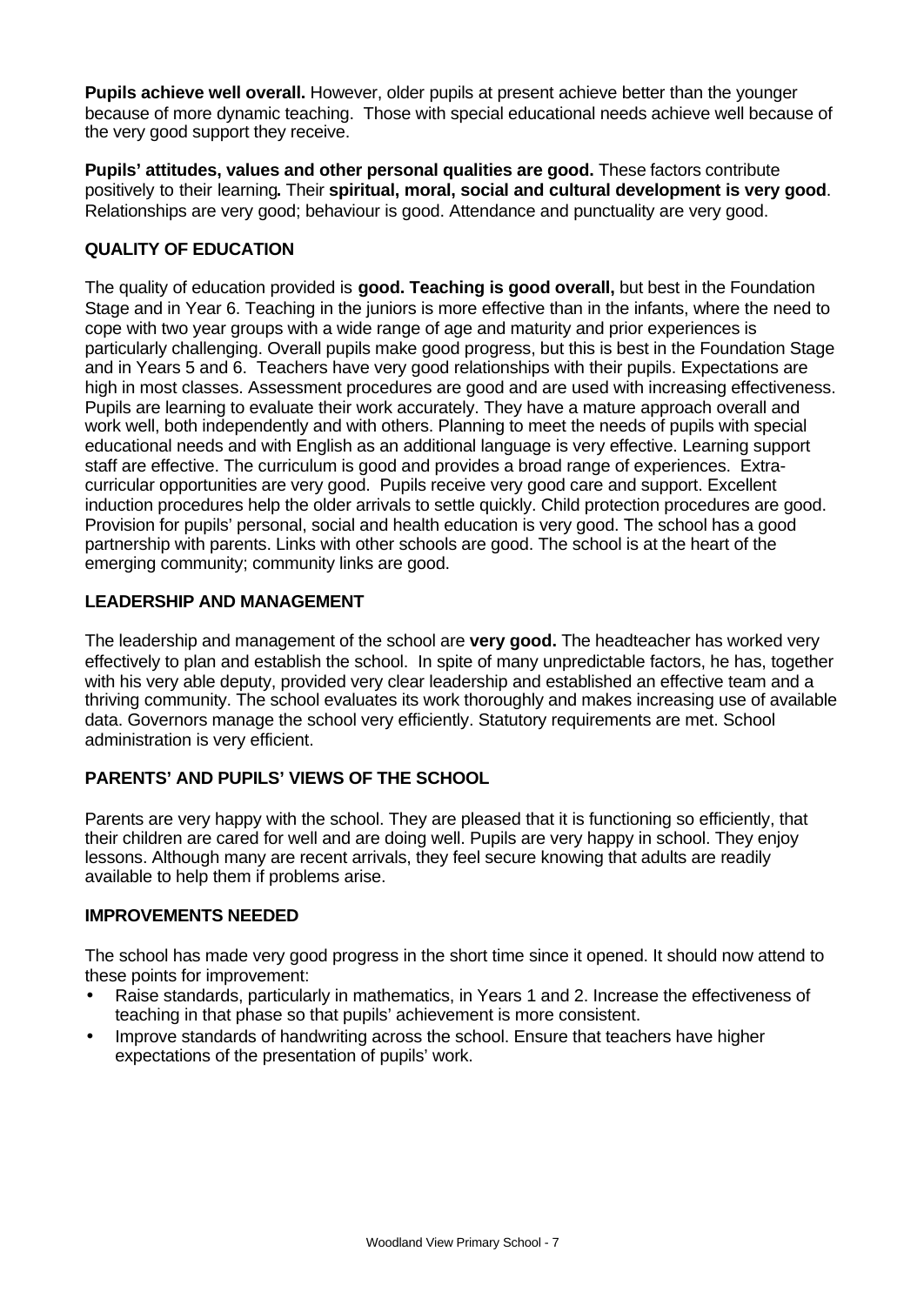**Pupils achieve well overall.** However, older pupils at present achieve better than the younger because of more dynamic teaching. Those with special educational needs achieve well because of the very good support they receive.

**Pupils' attitudes, values and other personal qualities are good.** These factors contribute positively to their learning**.** Their **spiritual, moral, social and cultural development is very good**. Relationships are very good; behaviour is good. Attendance and punctuality are very good.

## QUALITY OF EDUCATION

The quality of education provided is **good. Teaching is good overall,** but best in the Foundation Stage and in Year 6. Teaching in the juniors is more effective than in the infants, where the need to cope with two year groups with a wide range of age and maturity and prior experiences is particularly challenging. Overall pupils make good progress, but this is best in the Foundation Stage and in Years 5 and 6. Teachers have very good relationships with their pupils. Expectations are high in most classes. Assessment procedures are good and are used with increasing effectiveness. Pupils are learning to evaluate their work accurately. They have a mature approach overall and work well, both independently and with others. Planning to meet the needs of pupils with special educational needs and with English as an additional language is very effective. Learning support staff are effective. The curriculum is good and provides a broad range of experiences. Extra-curricular opportunities are very good. Pupils receive very good care and support. Excellent induction procedures help the older arrivals to settle quickly. Child protection procedures are good. Provision for pupils' personal, social and health education is very good. The school has a good partnership with parents. Links with other schools are good. The school is at the heart of the emerging community; community links are good.

## LEADERSHIP AND MANAGEMENT

The leadership and management of the school are **very good.** The headteacher has worked very effectively to plan and establish the school. In spite of many unpredictable factors, he has, together with his very able deputy, provided very clear leadership and established an effective team and a thriving community. The school evaluates its work thoroughly and makes increasing use of available data. Governors manage the school very efficiently. Statutory requirements are met. School administration is very efficient.

## PARENTS' AND PUPILS' VIEWS OF THE SCHOOL

Parents are very happy with the school. They are pleased that it is functioning so efficiently, that their children are cared for well and are doing well. Pupils are very happy in school. They enjoy lessons. Although many are recent arrivals, they feel secure knowing that adults are readily available to help them if problems arise.

## IMPROVEMENTS NEEDED

The school has made very good progress in the short time since it opened. It should now attend to these points for improvement:

- Raise standards, particularly in mathematics, in Years 1 and 2. Increase the effectiveness of teaching in that phase so that pupils' achievement is more consistent.
- Improve standards of handwriting across the school. Ensure that teachers have higher expectations of the presentation of pupils' work.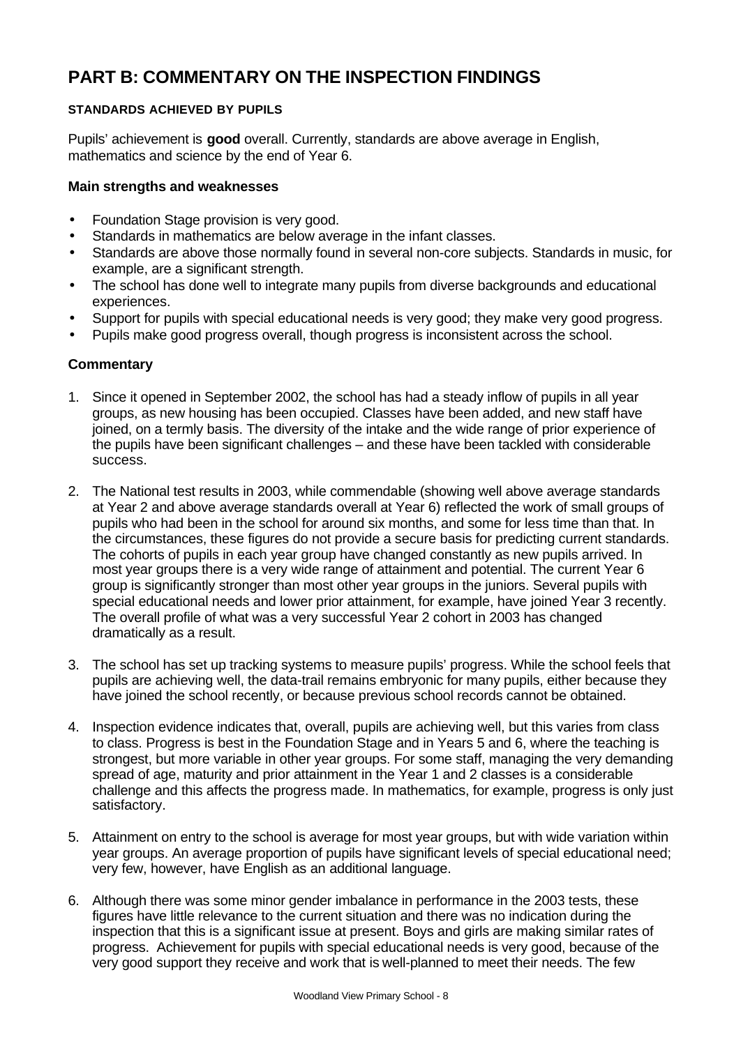# PART B: COMMENTARY ON THE INSPECTION FINDINGS

## STANDARDS ACHIEVED BY PUPILS

Pupils' achievement is **good** overall. Currently, standards are above average in English, mathematics and science by the end of Year 6.

### Main strengths and weaknesses

- Foundation Stage provision is very good.
- Standards in mathematics are below average in the infant classes.
- Standards are above those normally found in several non-core subjects. Standards in music, for example, are a significant strength.
- The school has done well to integrate many pupils from diverse backgrounds and educational experiences.
- Support for pupils with special educational needs is very good; they make very good progress.
- Pupils make good progress overall, though progress is inconsistent across the school.

### Commentary

1. Since it opened in September 2002, the school has had a steady inflow of pupils in all year groups, as new housing has been occupied. Classes have been added, and new staff have joined, on a termly basis. The diversity of the intake and the wide range of prior experience of the pupils have been significant challenges – and these have been tackled with considerable success.

2. The National test results in 2003, while commendable (showing well above average standards at Year 2 and above average standards overall at Year 6) reflected the work of small groups of pupils who had been in the school for around six months, and some for less time than that. In the circumstances, these figures do not provide a secure basis for predicting current standards. The cohorts of pupils in each year group have changed constantly as new pupils arrived. In most year groups there is a very wide range of attainment and potential. The current Year 6 group is significantly stronger than most other year groups in the juniors. Several pupils with special educational needs and lower prior attainment, for example, have joined Year 3 recently. The overall profile of what was a very successful Year 2 cohort in 2003 has changed dramatically as a result.

3. The school has set up tracking systems to measure pupils' progress. While the school feels that pupils are achieving well, the data-trail remains embryonic for many pupils, either because they have joined the school recently, or because previous school records cannot be obtained.

4. Inspection evidence indicates that, overall, pupils are achieving well, but this varies from class to class. Progress is best in the Foundation Stage and in Years 5 and 6, where the teaching is strongest, but more variable in other year groups. For some staff, managing the very demanding spread of age, maturity and prior attainment in the Year 1 and 2 classes is a considerable challenge and this affects the progress made. In mathematics, for example, progress is only just satisfactory.

5. Attainment on entry to the school is average for most year groups, but with wide variation within year groups. An average proportion of pupils have significant levels of special educational need; very few, however, have English as an additional language.

6. Although there was some minor gender imbalance in performance in the 2003 tests, these figures have little relevance to the current situation and there was no indication during the inspection that this is a significant issue at present. Boys and girls are making similar rates of progress. Achievement for pupils with special educational needs is very good, because of the very good support they receive and work that is well-planned to meet their needs. The few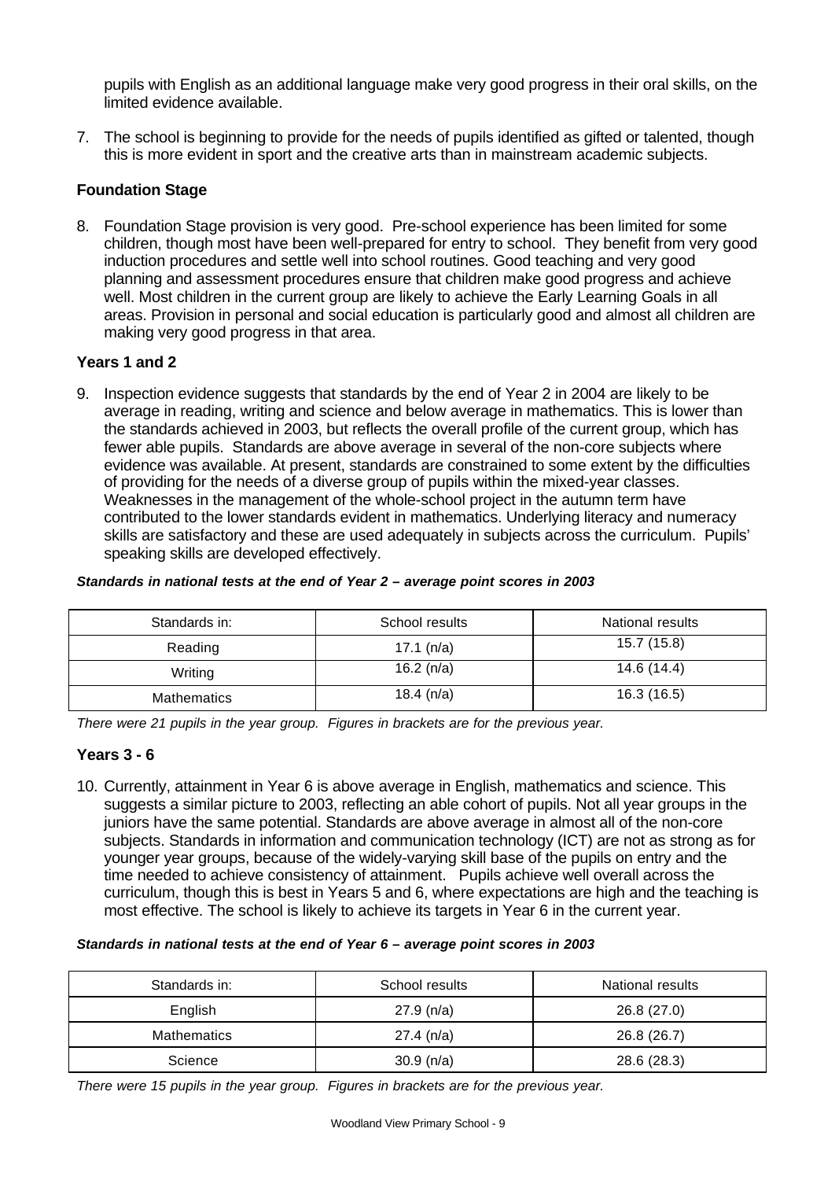pupils with English as an additional language make very good progress in their oral skills, on the limited evidence available.

7. The school is beginning to provide for the needs of pupils identified as gifted or talented, though this is more evident in sport and the creative arts than in mainstream academic subjects.

### Foundation Stage

8. Foundation Stage provision is very good. Pre-school experience has been limited for some children, though most have been well-prepared for entry to school. They benefit from very good induction procedures and settle well into school routines. Good teaching and very good planning and assessment procedures ensure that children make good progress and achieve well. Most children in the current group are likely to achieve the Early Learning Goals in all areas. Provision in personal and social education is particularly good and almost all children are making very good progress in that area.

### Years 1 and 2

9. Inspection evidence suggests that standards by the end of Year 2 in 2004 are likely to be average in reading, writing and science and below average in mathematics. This is lower than the standards achieved in 2003, but reflects the overall profile of the current group, which has fewer able pupils. Standards are above average in several of the non-core subjects where evidence was available. At present, standards are constrained to some extent by the difficulties of providing for the needs of a diverse group of pupils within the mixed-year classes. Weaknesses in the management of the whole-school project in the autumn term have contributed to the lower standards evident in mathematics. Underlying literacy and numeracy skills are satisfactory and these are used adequately in subjects across the curriculum. Pupils' speaking skills are developed effectively.

***Standards in national tests at the end of Year 2 – average point scores in 2003***

| Standards in: | School results | National results |
|---|---|---|
| Reading | 17.1 (n/a) | 15.7 (15.8) |
| Writing | 16.2 (n/a) | 14.6 (14.4) |
| Mathematics | 18.4 (n/a) | 16.3 (16.5) |

*There were 21 pupils in the year group. Figures in brackets are for the previous year.*

### Years 3 - 6

10. Currently, attainment in Year 6 is above average in English, mathematics and science. This suggests a similar picture to 2003, reflecting an able cohort of pupils. Not all year groups in the juniors have the same potential. Standards are above average in almost all of the non-core subjects. Standards in information and communication technology (ICT) are not as strong as for younger year groups, because of the widely-varying skill base of the pupils on entry and the time needed to achieve consistency of attainment. Pupils achieve well overall across the curriculum, though this is best in Years 5 and 6, where expectations are high and the teaching is most effective. The school is likely to achieve its targets in Year 6 in the current year.

***Standards in national tests at the end of Year 6 – average point scores in 2003***

| Standards in: | School results | National results |
|---|---|---|
| English | 27.9 (n/a) | 26.8 (27.0) |
| Mathematics | 27.4 (n/a) | 26.8 (26.7) |
| Science | 30.9 (n/a) | 28.6 (28.3) |

*There were 15 pupils in the year group. Figures in brackets are for the previous year.*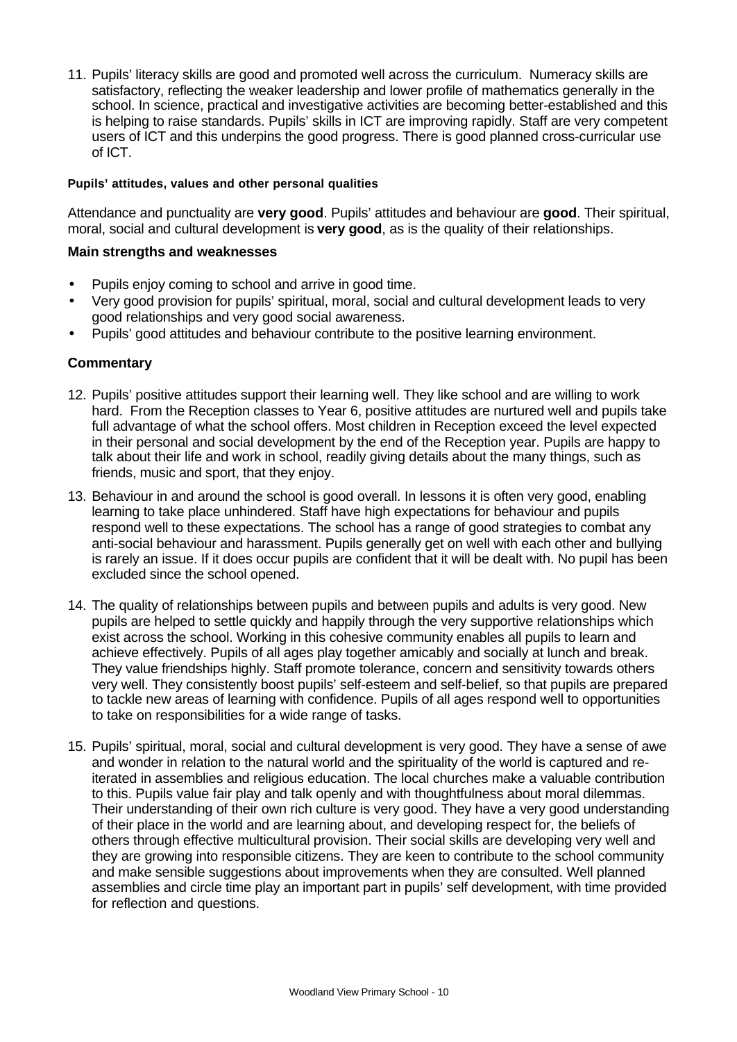11. Pupils' literacy skills are good and promoted well across the curriculum. Numeracy skills are satisfactory, reflecting the weaker leadership and lower profile of mathematics generally in the school. In science, practical and investigative activities are becoming better-established and this is helping to raise standards. Pupils' skills in ICT are improving rapidly. Staff are very competent users of ICT and this underpins the good progress. There is good planned cross-curricular use of ICT.

#### Pupils' attitudes, values and other personal qualities

Attendance and punctuality are **very good**. Pupils' attitudes and behaviour are **good**. Their spiritual, moral, social and cultural development is **very good**, as is the quality of their relationships.

### Main strengths and weaknesses

- Pupils enjoy coming to school and arrive in good time.
- Very good provision for pupils' spiritual, moral, social and cultural development leads to very good relationships and very good social awareness.
- Pupils' good attitudes and behaviour contribute to the positive learning environment.

### Commentary

12. Pupils' positive attitudes support their learning well. They like school and are willing to work hard. From the Reception classes to Year 6, positive attitudes are nurtured well and pupils take full advantage of what the school offers. Most children in Reception exceed the level expected in their personal and social development by the end of the Reception year. Pupils are happy to talk about their life and work in school, readily giving details about the many things, such as friends, music and sport, that they enjoy.

13. Behaviour in and around the school is good overall. In lessons it is often very good, enabling learning to take place unhindered. Staff have high expectations for behaviour and pupils respond well to these expectations. The school has a range of good strategies to combat any anti-social behaviour and harassment. Pupils generally get on well with each other and bullying is rarely an issue. If it does occur pupils are confident that it will be dealt with. No pupil has been excluded since the school opened.

14. The quality of relationships between pupils and between pupils and adults is very good. New pupils are helped to settle quickly and happily through the very supportive relationships which exist across the school. Working in this cohesive community enables all pupils to learn and achieve effectively. Pupils of all ages play together amicably and socially at lunch and break. They value friendships highly. Staff promote tolerance, concern and sensitivity towards others very well. They consistently boost pupils' self-esteem and self-belief, so that pupils are prepared to tackle new areas of learning with confidence. Pupils of all ages respond well to opportunities to take on responsibilities for a wide range of tasks.

15. Pupils' spiritual, moral, social and cultural development is very good. They have a sense of awe and wonder in relation to the natural world and the spirituality of the world is captured and re-iterated in assemblies and religious education. The local churches make a valuable contribution to this. Pupils value fair play and talk openly and with thoughtfulness about moral dilemmas. Their understanding of their own rich culture is very good. They have a very good understanding of their place in the world and are learning about, and developing respect for, the beliefs of others through effective multicultural provision. Their social skills are developing very well and they are growing into responsible citizens. They are keen to contribute to the school community and make sensible suggestions about improvements when they are consulted. Well planned assemblies and circle time play an important part in pupils' self development, with time provided for reflection and questions.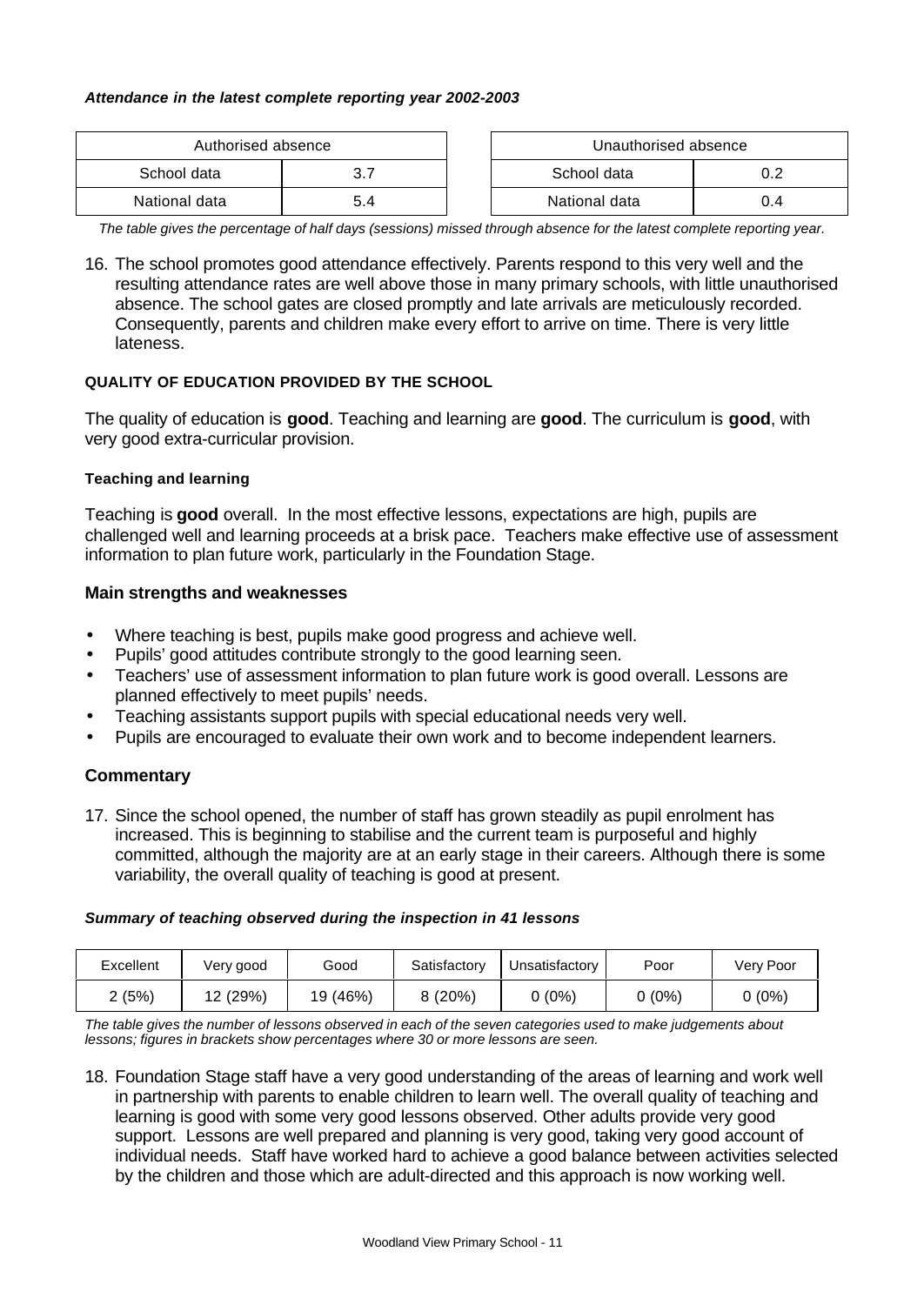***Attendance in the latest complete reporting year 2002-2003***

| Authorised absence | |
|---|---|
| School data | 3.7 |
| National data | 5.4 |

| Unauthorised absence | |
|---|---|
| School data | 0.2 |
| National data | 0.4 |

*The table gives the percentage of half days (sessions) missed through absence for the latest complete reporting year.*

16. The school promotes good attendance effectively. Parents respond to this very well and the resulting attendance rates are well above those in many primary schools, with little unauthorised absence. The school gates are closed promptly and late arrivals are meticulously recorded. Consequently, parents and children make every effort to arrive on time. There is very little lateness.

## QUALITY OF EDUCATION PROVIDED BY THE SCHOOL

The quality of education is **good**. Teaching and learning are **good**. The curriculum is **good**, with very good extra-curricular provision.

### Teaching and learning

Teaching is **good** overall. In the most effective lessons, expectations are high, pupils are challenged well and learning proceeds at a brisk pace. Teachers make effective use of assessment information to plan future work, particularly in the Foundation Stage.

### Main strengths and weaknesses

- Where teaching is best, pupils make good progress and achieve well.
- Pupils' good attitudes contribute strongly to the good learning seen.
- Teachers' use of assessment information to plan future work is good overall. Lessons are planned effectively to meet pupils' needs.
- Teaching assistants support pupils with special educational needs very well.
- Pupils are encouraged to evaluate their own work and to become independent learners.

### Commentary

17. Since the school opened, the number of staff has grown steadily as pupil enrolment has increased. This is beginning to stabilise and the current team is purposeful and highly committed, although the majority are at an early stage in their careers. Although there is some variability, the overall quality of teaching is good at present.

***Summary of teaching observed during the inspection in 41 lessons***

| Excellent | Very good | Good | Satisfactory | Unsatisfactory | Poor | Very Poor |
|---|---|---|---|---|---|---|
| 2 (5%) | 12 (29%) | 19 (46%) | 8 (20%) | 0 (0%) | 0 (0%) | 0 (0%) |

*The table gives the number of lessons observed in each of the seven categories used to make judgements about lessons; figures in brackets show percentages where 30 or more lessons are seen.*

18. Foundation Stage staff have a very good understanding of the areas of learning and work well in partnership with parents to enable children to learn well. The overall quality of teaching and learning is good with some very good lessons observed. Other adults provide very good support. Lessons are well prepared and planning is very good, taking very good account of individual needs. Staff have worked hard to achieve a good balance between activities selected by the children and those which are adult-directed and this approach is now working well.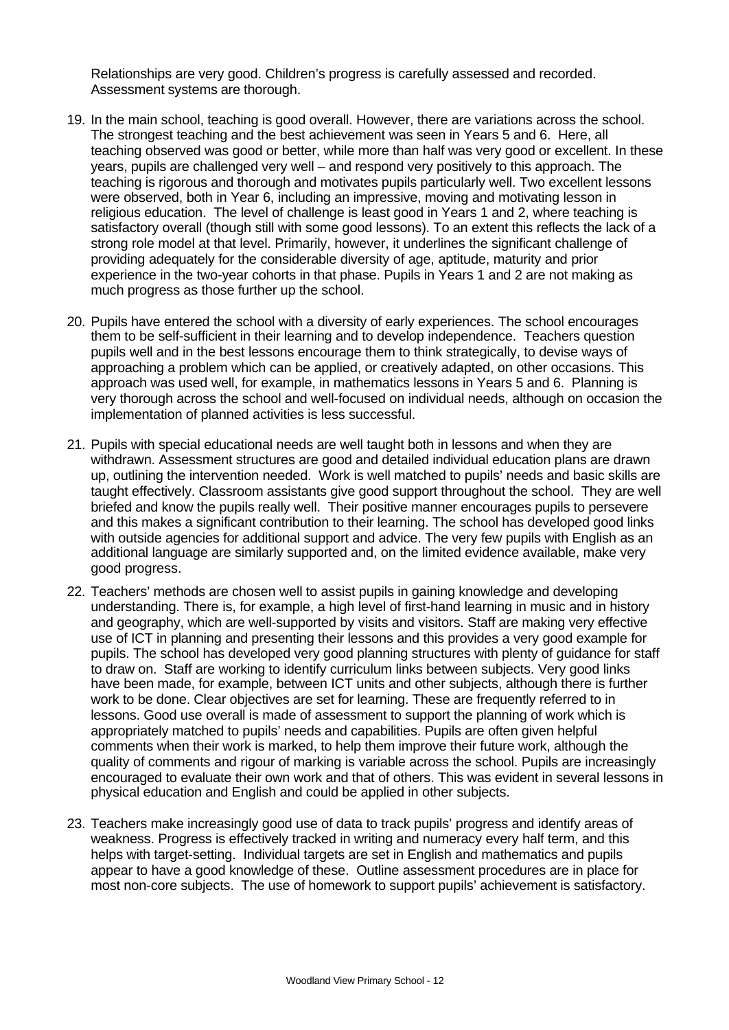Relationships are very good. Children's progress is carefully assessed and recorded. Assessment systems are thorough.

19. In the main school, teaching is good overall. However, there are variations across the school. The strongest teaching and the best achievement was seen in Years 5 and 6. Here, all teaching observed was good or better, while more than half was very good or excellent. In these years, pupils are challenged very well – and respond very positively to this approach. The teaching is rigorous and thorough and motivates pupils particularly well. Two excellent lessons were observed, both in Year 6, including an impressive, moving and motivating lesson in religious education. The level of challenge is least good in Years 1 and 2, where teaching is satisfactory overall (though still with some good lessons). To an extent this reflects the lack of a strong role model at that level. Primarily, however, it underlines the significant challenge of providing adequately for the considerable diversity of age, aptitude, maturity and prior experience in the two-year cohorts in that phase. Pupils in Years 1 and 2 are not making as much progress as those further up the school.

20. Pupils have entered the school with a diversity of early experiences. The school encourages them to be self-sufficient in their learning and to develop independence. Teachers question pupils well and in the best lessons encourage them to think strategically, to devise ways of approaching a problem which can be applied, or creatively adapted, on other occasions. This approach was used well, for example, in mathematics lessons in Years 5 and 6. Planning is very thorough across the school and well-focused on individual needs, although on occasion the implementation of planned activities is less successful.

21. Pupils with special educational needs are well taught both in lessons and when they are withdrawn. Assessment structures are good and detailed individual education plans are drawn up, outlining the intervention needed. Work is well matched to pupils' needs and basic skills are taught effectively. Classroom assistants give good support throughout the school. They are well briefed and know the pupils really well. Their positive manner encourages pupils to persevere and this makes a significant contribution to their learning. The school has developed good links with outside agencies for additional support and advice. The very few pupils with English as an additional language are similarly supported and, on the limited evidence available, make very good progress.

22. Teachers' methods are chosen well to assist pupils in gaining knowledge and developing understanding. There is, for example, a high level of first-hand learning in music and in history and geography, which are well-supported by visits and visitors. Staff are making very effective use of ICT in planning and presenting their lessons and this provides a very good example for pupils. The school has developed very good planning structures with plenty of guidance for staff to draw on. Staff are working to identify curriculum links between subjects. Very good links have been made, for example, between ICT units and other subjects, although there is further work to be done. Clear objectives are set for learning. These are frequently referred to in lessons. Good use overall is made of assessment to support the planning of work which is appropriately matched to pupils' needs and capabilities. Pupils are often given helpful comments when their work is marked, to help them improve their future work, although the quality of comments and rigour of marking is variable across the school. Pupils are increasingly encouraged to evaluate their own work and that of others. This was evident in several lessons in physical education and English and could be applied in other subjects.

23. Teachers make increasingly good use of data to track pupils' progress and identify areas of weakness. Progress is effectively tracked in writing and numeracy every half term, and this helps with target-setting. Individual targets are set in English and mathematics and pupils appear to have a good knowledge of these. Outline assessment procedures are in place for most non-core subjects. The use of homework to support pupils' achievement is satisfactory.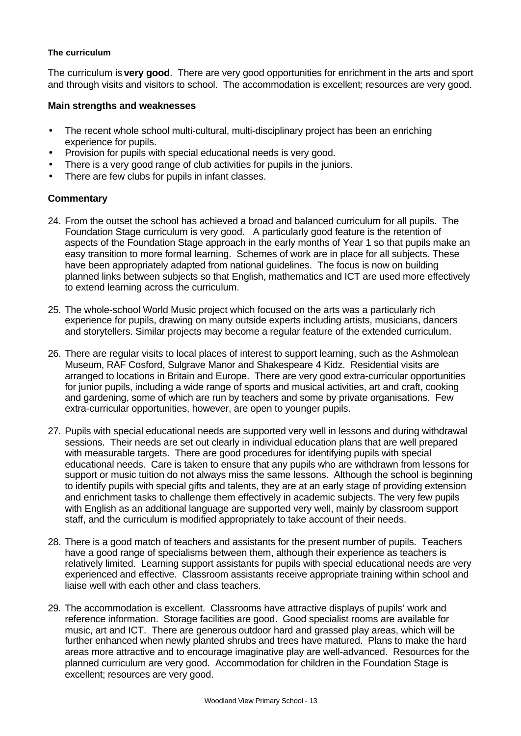### The curriculum

The curriculum is **very good**. There are very good opportunities for enrichment in the arts and sport and through visits and visitors to school. The accommodation is excellent; resources are very good.

#### Main strengths and weaknesses

- The recent whole school multi-cultural, multi-disciplinary project has been an enriching experience for pupils.
- Provision for pupils with special educational needs is very good.
- There is a very good range of club activities for pupils in the juniors.
- There are few clubs for pupils in infant classes.

#### Commentary

24. From the outset the school has achieved a broad and balanced curriculum for all pupils. The Foundation Stage curriculum is very good. A particularly good feature is the retention of aspects of the Foundation Stage approach in the early months of Year 1 so that pupils make an easy transition to more formal learning. Schemes of work are in place for all subjects. These have been appropriately adapted from national guidelines. The focus is now on building planned links between subjects so that English, mathematics and ICT are used more effectively to extend learning across the curriculum.

25. The whole-school World Music project which focused on the arts was a particularly rich experience for pupils, drawing on many outside experts including artists, musicians, dancers and storytellers. Similar projects may become a regular feature of the extended curriculum.

26. There are regular visits to local places of interest to support learning, such as the Ashmolean Museum, RAF Cosford, Sulgrave Manor and Shakespeare 4 Kidz. Residential visits are arranged to locations in Britain and Europe. There are very good extra-curricular opportunities for junior pupils, including a wide range of sports and musical activities, art and craft, cooking and gardening, some of which are run by teachers and some by private organisations. Few extra-curricular opportunities, however, are open to younger pupils.

27. Pupils with special educational needs are supported very well in lessons and during withdrawal sessions. Their needs are set out clearly in individual education plans that are well prepared with measurable targets. There are good procedures for identifying pupils with special educational needs. Care is taken to ensure that any pupils who are withdrawn from lessons for support or music tuition do not always miss the same lessons. Although the school is beginning to identify pupils with special gifts and talents, they are at an early stage of providing extension and enrichment tasks to challenge them effectively in academic subjects. The very few pupils with English as an additional language are supported very well, mainly by classroom support staff, and the curriculum is modified appropriately to take account of their needs.

28. There is a good match of teachers and assistants for the present number of pupils. Teachers have a good range of specialisms between them, although their experience as teachers is relatively limited. Learning support assistants for pupils with special educational needs are very experienced and effective. Classroom assistants receive appropriate training within school and liaise well with each other and class teachers.

29. The accommodation is excellent. Classrooms have attractive displays of pupils' work and reference information. Storage facilities are good. Good specialist rooms are available for music, art and ICT. There are generous outdoor hard and grassed play areas, which will be further enhanced when newly planted shrubs and trees have matured. Plans to make the hard areas more attractive and to encourage imaginative play are well-advanced. Resources for the planned curriculum are very good. Accommodation for children in the Foundation Stage is excellent; resources are very good.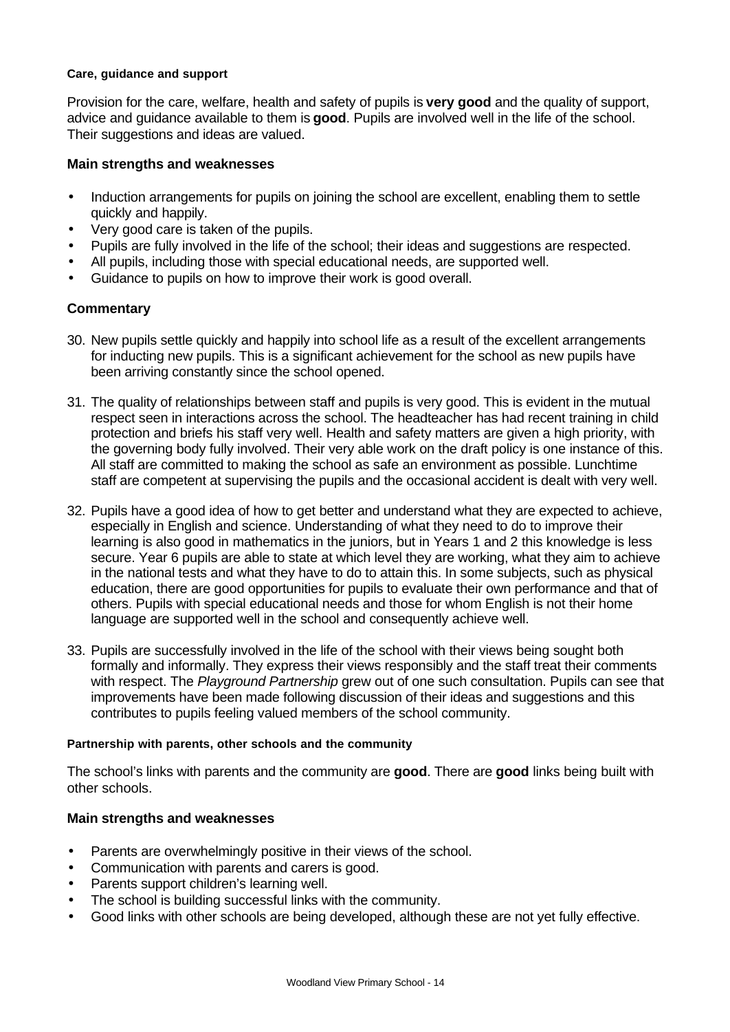### Care, guidance and support

Provision for the care, welfare, health and safety of pupils is **very good** and the quality of support, advice and guidance available to them is **good**. Pupils are involved well in the life of the school. Their suggestions and ideas are valued.

#### Main strengths and weaknesses

- Induction arrangements for pupils on joining the school are excellent, enabling them to settle quickly and happily.
- Very good care is taken of the pupils.
- Pupils are fully involved in the life of the school; their ideas and suggestions are respected.
- All pupils, including those with special educational needs, are supported well.
- Guidance to pupils on how to improve their work is good overall.

#### Commentary

30. New pupils settle quickly and happily into school life as a result of the excellent arrangements for inducting new pupils. This is a significant achievement for the school as new pupils have been arriving constantly since the school opened.

31. The quality of relationships between staff and pupils is very good. This is evident in the mutual respect seen in interactions across the school. The headteacher has had recent training in child protection and briefs his staff very well. Health and safety matters are given a high priority, with the governing body fully involved. Their very able work on the draft policy is one instance of this. All staff are committed to making the school as safe an environment as possible. Lunchtime staff are competent at supervising the pupils and the occasional accident is dealt with very well.

32. Pupils have a good idea of how to get better and understand what they are expected to achieve, especially in English and science. Understanding of what they need to do to improve their learning is also good in mathematics in the juniors, but in Years 1 and 2 this knowledge is less secure. Year 6 pupils are able to state at which level they are working, what they aim to achieve in the national tests and what they have to do to attain this. In some subjects, such as physical education, there are good opportunities for pupils to evaluate their own performance and that of others. Pupils with special educational needs and those for whom English is not their home language are supported well in the school and consequently achieve well.

33. Pupils are successfully involved in the life of the school with their views being sought both formally and informally. They express their views responsibly and the staff treat their comments with respect. The *Playground Partnership* grew out of one such consultation. Pupils can see that improvements have been made following discussion of their ideas and suggestions and this contributes to pupils feeling valued members of the school community.

### Partnership with parents, other schools and the community

The school's links with parents and the community are **good**. There are **good** links being built with other schools.

#### Main strengths and weaknesses

- Parents are overwhelmingly positive in their views of the school.
- Communication with parents and carers is good.
- Parents support children's learning well.
- The school is building successful links with the community.
- Good links with other schools are being developed, although these are not yet fully effective.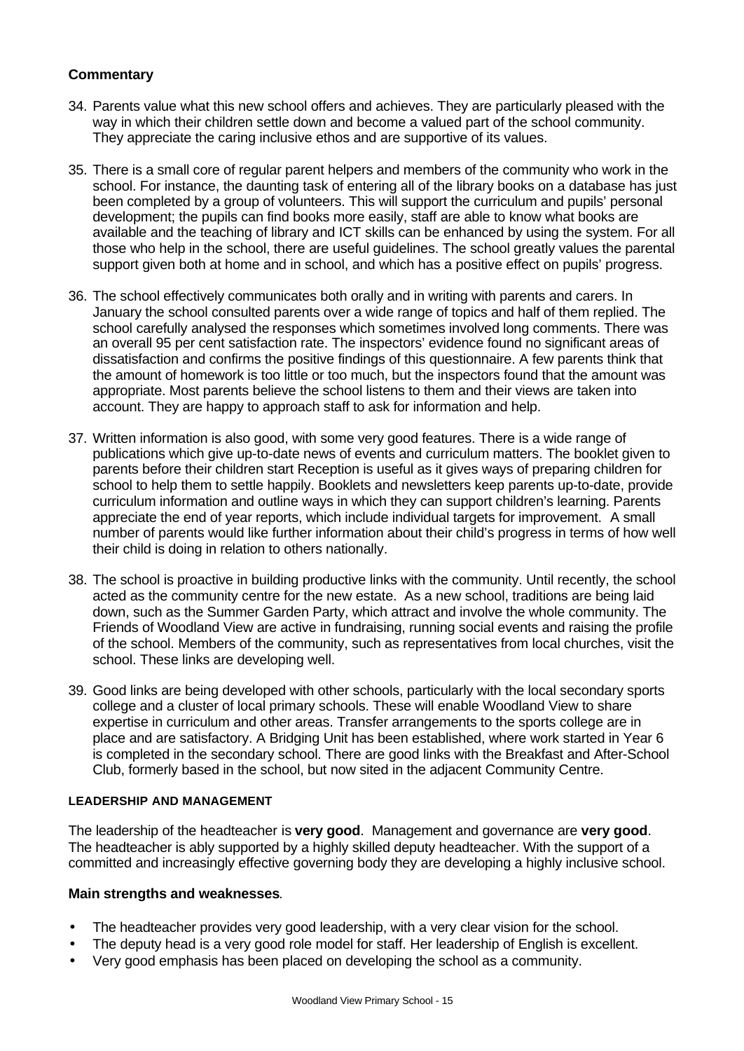### Commentary

34. Parents value what this new school offers and achieves. They are particularly pleased with the way in which their children settle down and become a valued part of the school community. They appreciate the caring inclusive ethos and are supportive of its values.

35. There is a small core of regular parent helpers and members of the community who work in the school. For instance, the daunting task of entering all of the library books on a database has just been completed by a group of volunteers. This will support the curriculum and pupils' personal development; the pupils can find books more easily, staff are able to know what books are available and the teaching of library and ICT skills can be enhanced by using the system. For all those who help in the school, there are useful guidelines. The school greatly values the parental support given both at home and in school, and which has a positive effect on pupils' progress.

36. The school effectively communicates both orally and in writing with parents and carers. In January the school consulted parents over a wide range of topics and half of them replied. The school carefully analysed the responses which sometimes involved long comments. There was an overall 95 per cent satisfaction rate. The inspectors' evidence found no significant areas of dissatisfaction and confirms the positive findings of this questionnaire. A few parents think that the amount of homework is too little or too much, but the inspectors found that the amount was appropriate. Most parents believe the school listens to them and their views are taken into account. They are happy to approach staff to ask for information and help.

37. Written information is also good, with some very good features. There is a wide range of publications which give up-to-date news of events and curriculum matters. The booklet given to parents before their children start Reception is useful as it gives ways of preparing children for school to help them to settle happily. Booklets and newsletters keep parents up-to-date, provide curriculum information and outline ways in which they can support children's learning. Parents appreciate the end of year reports, which include individual targets for improvement. A small number of parents would like further information about their child's progress in terms of how well their child is doing in relation to others nationally.

38. The school is proactive in building productive links with the community. Until recently, the school acted as the community centre for the new estate. As a new school, traditions are being laid down, such as the Summer Garden Party, which attract and involve the whole community. The Friends of Woodland View are active in fundraising, running social events and raising the profile of the school. Members of the community, such as representatives from local churches, visit the school. These links are developing well.

39. Good links are being developed with other schools, particularly with the local secondary sports college and a cluster of local primary schools. These will enable Woodland View to share expertise in curriculum and other areas. Transfer arrangements to the sports college are in place and are satisfactory. A Bridging Unit has been established, where work started in Year 6 is completed in the secondary school. There are good links with the Breakfast and After-School Club, formerly based in the school, but now sited in the adjacent Community Centre.

## LEADERSHIP AND MANAGEMENT

The leadership of the headteacher is **very good**. Management and governance are **very good**. The headteacher is ably supported by a highly skilled deputy headteacher. With the support of a committed and increasingly effective governing body they are developing a highly inclusive school.

### Main strengths and weaknesses

- The headteacher provides very good leadership, with a very clear vision for the school.
- The deputy head is a very good role model for staff. Her leadership of English is excellent.
- Very good emphasis has been placed on developing the school as a community.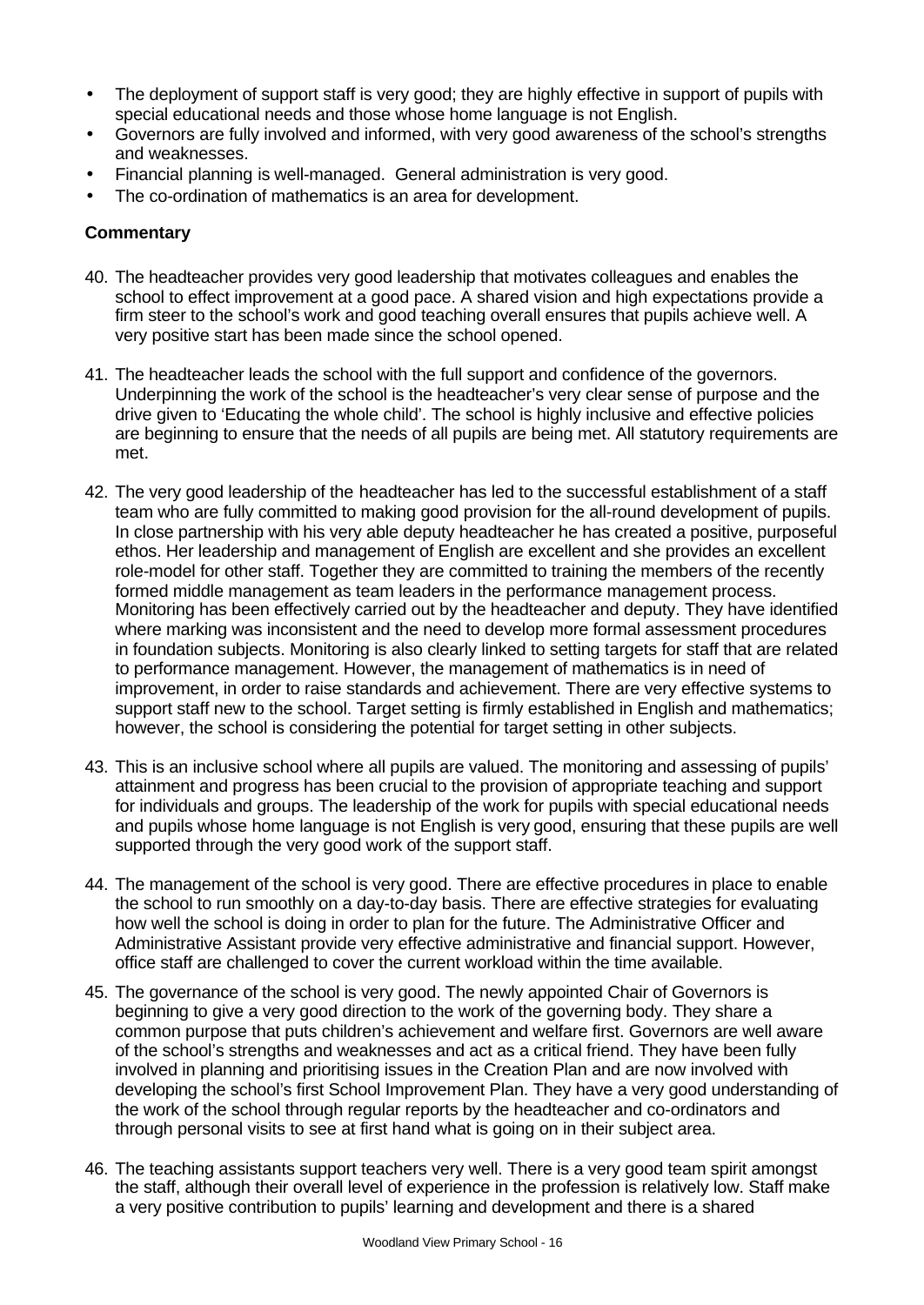- The deployment of support staff is very good; they are highly effective in support of pupils with special educational needs and those whose home language is not English.
- Governors are fully involved and informed, with very good awareness of the school's strengths and weaknesses.
- Financial planning is well-managed. General administration is very good.
- The co-ordination of mathematics is an area for development.

**Commentary**

40. The headteacher provides very good leadership that motivates colleagues and enables the school to effect improvement at a good pace. A shared vision and high expectations provide a firm steer to the school's work and good teaching overall ensures that pupils achieve well. A very positive start has been made since the school opened.

41. The headteacher leads the school with the full support and confidence of the governors. Underpinning the work of the school is the headteacher's very clear sense of purpose and the drive given to 'Educating the whole child'. The school is highly inclusive and effective policies are beginning to ensure that the needs of all pupils are being met. All statutory requirements are met.

42. The very good leadership of the headteacher has led to the successful establishment of a staff team who are fully committed to making good provision for the all-round development of pupils. In close partnership with his very able deputy headteacher he has created a positive, purposeful ethos. Her leadership and management of English are excellent and she provides an excellent role-model for other staff. Together they are committed to training the members of the recently formed middle management as team leaders in the performance management process. Monitoring has been effectively carried out by the headteacher and deputy. They have identified where marking was inconsistent and the need to develop more formal assessment procedures in foundation subjects. Monitoring is also clearly linked to setting targets for staff that are related to performance management. However, the management of mathematics is in need of improvement, in order to raise standards and achievement. There are very effective systems to support staff new to the school. Target setting is firmly established in English and mathematics; however, the school is considering the potential for target setting in other subjects.

43. This is an inclusive school where all pupils are valued. The monitoring and assessing of pupils' attainment and progress has been crucial to the provision of appropriate teaching and support for individuals and groups. The leadership of the work for pupils with special educational needs and pupils whose home language is not English is very good, ensuring that these pupils are well supported through the very good work of the support staff.

44. The management of the school is very good. There are effective procedures in place to enable the school to run smoothly on a day-to-day basis. There are effective strategies for evaluating how well the school is doing in order to plan for the future. The Administrative Officer and Administrative Assistant provide very effective administrative and financial support. However, office staff are challenged to cover the current workload within the time available.

45. The governance of the school is very good. The newly appointed Chair of Governors is beginning to give a very good direction to the work of the governing body. They share a common purpose that puts children's achievement and welfare first. Governors are well aware of the school's strengths and weaknesses and act as a critical friend. They have been fully involved in planning and prioritising issues in the Creation Plan and are now involved with developing the school's first School Improvement Plan. They have a very good understanding of the work of the school through regular reports by the headteacher and co-ordinators and through personal visits to see at first hand what is going on in their subject area.

46. The teaching assistants support teachers very well. There is a very good team spirit amongst the staff, although their overall level of experience in the profession is relatively low. Staff make a very positive contribution to pupils' learning and development and there is a shared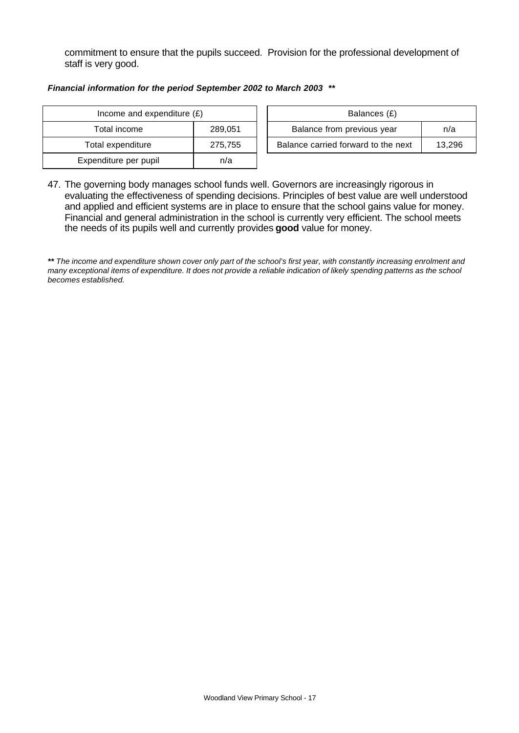commitment to ensure that the pupils succeed. Provision for the professional development of staff is very good.

***Financial information for the period September 2002 to March 2003 \*\****

| Income and expenditure (£) | |
|---|---|
| Total income | 289,051 |
| Total expenditure | 275,755 |
| Expenditure per pupil | n/a |

| Balances (£) | |
|---|---|
| Balance from previous year | n/a |
| Balance carried forward to the next | 13,296 |

47. The governing body manages school funds well. Governors are increasingly rigorous in evaluating the effectiveness of spending decisions. Principles of best value are well understood and applied and efficient systems are in place to ensure that the school gains value for money. Financial and general administration in the school is currently very efficient. The school meets the needs of its pupils well and currently provides **good** value for money.

***\*\**** *The income and expenditure shown cover only part of the school's first year, with constantly increasing enrolment and many exceptional items of expenditure. It does not provide a reliable indication of likely spending patterns as the school becomes established.*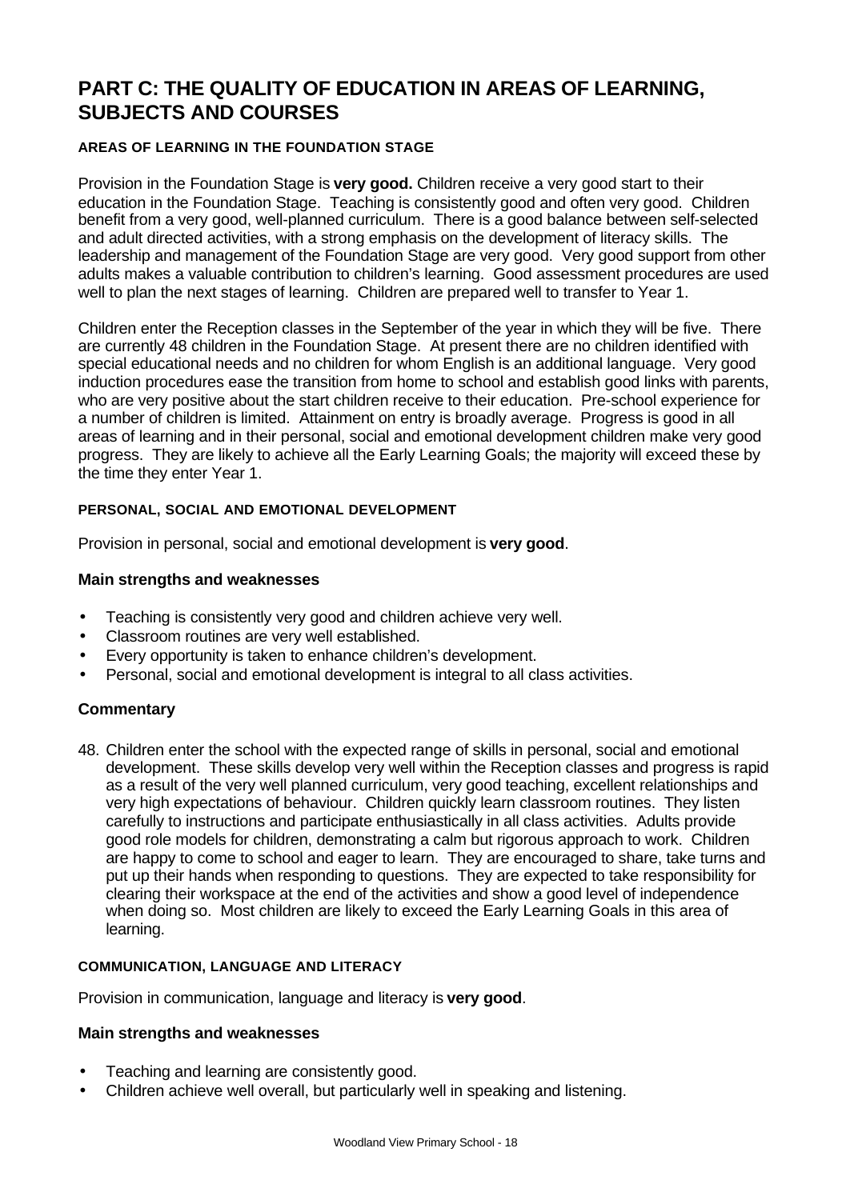# PART C: THE QUALITY OF EDUCATION IN AREAS OF LEARNING, SUBJECTS AND COURSES

### AREAS OF LEARNING IN THE FOUNDATION STAGE

Provision in the Foundation Stage is **very good.** Children receive a very good start to their education in the Foundation Stage. Teaching is consistently good and often very good. Children benefit from a very good, well-planned curriculum. There is a good balance between self-selected and adult directed activities, with a strong emphasis on the development of literacy skills. The leadership and management of the Foundation Stage are very good. Very good support from other adults makes a valuable contribution to children's learning. Good assessment procedures are used well to plan the next stages of learning. Children are prepared well to transfer to Year 1.

Children enter the Reception classes in the September of the year in which they will be five. There are currently 48 children in the Foundation Stage. At present there are no children identified with special educational needs and no children for whom English is an additional language. Very good induction procedures ease the transition from home to school and establish good links with parents, who are very positive about the start children receive to their education. Pre-school experience for a number of children is limited. Attainment on entry is broadly average. Progress is good in all areas of learning and in their personal, social and emotional development children make very good progress. They are likely to achieve all the Early Learning Goals; the majority will exceed these by the time they enter Year 1.

### PERSONAL, SOCIAL AND EMOTIONAL DEVELOPMENT

Provision in personal, social and emotional development is **very good**.

#### Main strengths and weaknesses

- Teaching is consistently very good and children achieve very well.
- Classroom routines are very well established.
- Every opportunity is taken to enhance children's development.
- Personal, social and emotional development is integral to all class activities.

#### Commentary

48. Children enter the school with the expected range of skills in personal, social and emotional development. These skills develop very well within the Reception classes and progress is rapid as a result of the very well planned curriculum, very good teaching, excellent relationships and very high expectations of behaviour. Children quickly learn classroom routines. They listen carefully to instructions and participate enthusiastically in all class activities. Adults provide good role models for children, demonstrating a calm but rigorous approach to work. Children are happy to come to school and eager to learn. They are encouraged to share, take turns and put up their hands when responding to questions. They are expected to take responsibility for clearing their workspace at the end of the activities and show a good level of independence when doing so. Most children are likely to exceed the Early Learning Goals in this area of learning.

### COMMUNICATION, LANGUAGE AND LITERACY

Provision in communication, language and literacy is **very good**.

#### Main strengths and weaknesses

- Teaching and learning are consistently good.
- Children achieve well overall, but particularly well in speaking and listening.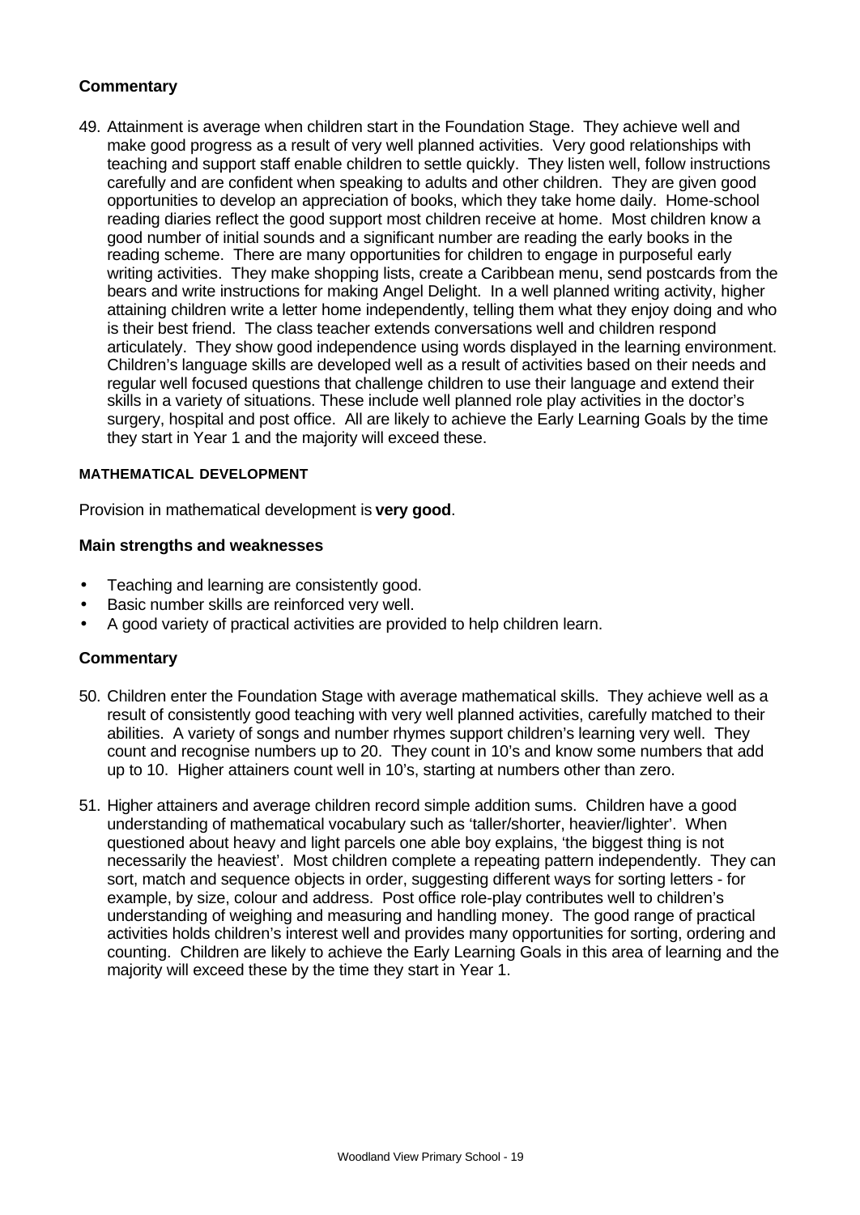### Commentary

49. Attainment is average when children start in the Foundation Stage. They achieve well and make good progress as a result of very well planned activities. Very good relationships with teaching and support staff enable children to settle quickly. They listen well, follow instructions carefully and are confident when speaking to adults and other children. They are given good opportunities to develop an appreciation of books, which they take home daily. Home-school reading diaries reflect the good support most children receive at home. Most children know a good number of initial sounds and a significant number are reading the early books in the reading scheme. There are many opportunities for children to engage in purposeful early writing activities. They make shopping lists, create a Caribbean menu, send postcards from the bears and write instructions for making Angel Delight. In a well planned writing activity, higher attaining children write a letter home independently, telling them what they enjoy doing and who is their best friend. The class teacher extends conversations well and children respond articulately. They show good independence using words displayed in the learning environment. Children's language skills are developed well as a result of activities based on their needs and regular well focused questions that challenge children to use their language and extend their skills in a variety of situations. These include well planned role play activities in the doctor's surgery, hospital and post office. All are likely to achieve the Early Learning Goals by the time they start in Year 1 and the majority will exceed these.

## MATHEMATICAL DEVELOPMENT

Provision in mathematical development is **very good**.

### Main strengths and weaknesses

- Teaching and learning are consistently good.
- Basic number skills are reinforced very well.
- A good variety of practical activities are provided to help children learn.

### Commentary

50. Children enter the Foundation Stage with average mathematical skills. They achieve well as a result of consistently good teaching with very well planned activities, carefully matched to their abilities. A variety of songs and number rhymes support children's learning very well. They count and recognise numbers up to 20. They count in 10's and know some numbers that add up to 10. Higher attainers count well in 10's, starting at numbers other than zero.

51. Higher attainers and average children record simple addition sums. Children have a good understanding of mathematical vocabulary such as 'taller/shorter, heavier/lighter'. When questioned about heavy and light parcels one able boy explains, 'the biggest thing is not necessarily the heaviest'. Most children complete a repeating pattern independently. They can sort, match and sequence objects in order, suggesting different ways for sorting letters - for example, by size, colour and address. Post office role-play contributes well to children's understanding of weighing and measuring and handling money. The good range of practical activities holds children's interest well and provides many opportunities for sorting, ordering and counting. Children are likely to achieve the Early Learning Goals in this area of learning and the majority will exceed these by the time they start in Year 1.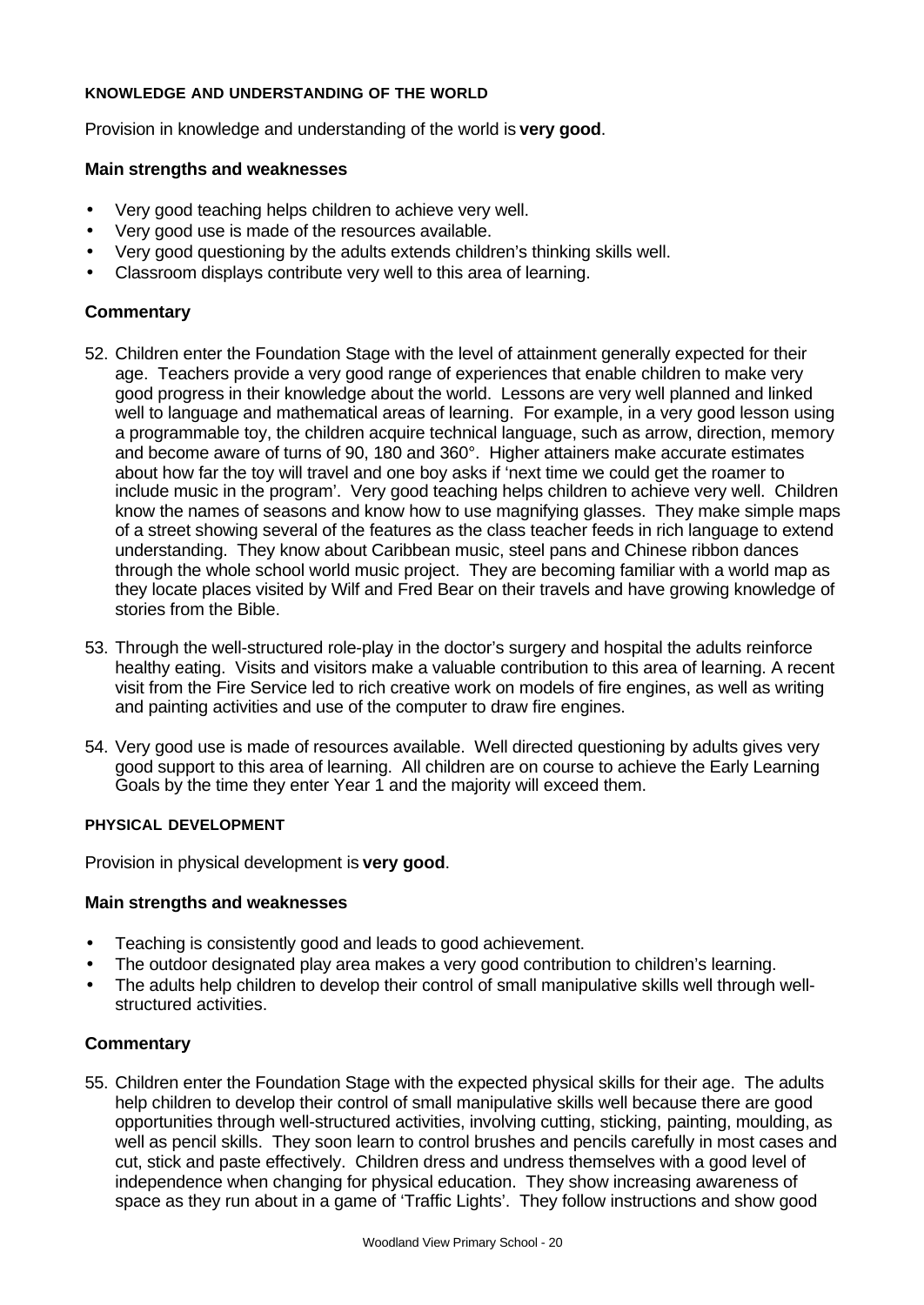#### KNOWLEDGE AND UNDERSTANDING OF THE WORLD

Provision in knowledge and understanding of the world is **very good**.

**Main strengths and weaknesses**

- Very good teaching helps children to achieve very well.
- Very good use is made of the resources available.
- Very good questioning by the adults extends children's thinking skills well.
- Classroom displays contribute very well to this area of learning.

### Commentary

52. Children enter the Foundation Stage with the level of attainment generally expected for their age. Teachers provide a very good range of experiences that enable children to make very good progress in their knowledge about the world. Lessons are very well planned and linked well to language and mathematical areas of learning. For example, in a very good lesson using a programmable toy, the children acquire technical language, such as arrow, direction, memory and become aware of turns of 90, 180 and 360°. Higher attainers make accurate estimates about how far the toy will travel and one boy asks if 'next time we could get the roamer to include music in the program'. Very good teaching helps children to achieve very well. Children know the names of seasons and know how to use magnifying glasses. They make simple maps of a street showing several of the features as the class teacher feeds in rich language to extend understanding. They know about Caribbean music, steel pans and Chinese ribbon dances through the whole school world music project. They are becoming familiar with a world map as they locate places visited by Wilf and Fred Bear on their travels and have growing knowledge of stories from the Bible.

53. Through the well-structured role-play in the doctor's surgery and hospital the adults reinforce healthy eating. Visits and visitors make a valuable contribution to this area of learning. A recent visit from the Fire Service led to rich creative work on models of fire engines, as well as writing and painting activities and use of the computer to draw fire engines.

54. Very good use is made of resources available. Well directed questioning by adults gives very good support to this area of learning. All children are on course to achieve the Early Learning Goals by the time they enter Year 1 and the majority will exceed them.

#### PHYSICAL DEVELOPMENT

Provision in physical development is **very good**.

**Main strengths and weaknesses**

- Teaching is consistently good and leads to good achievement.
- The outdoor designated play area makes a very good contribution to children's learning.
- The adults help children to develop their control of small manipulative skills well through well-structured activities.

### Commentary

55. Children enter the Foundation Stage with the expected physical skills for their age. The adults help children to develop their control of small manipulative skills well because there are good opportunities through well-structured activities, involving cutting, sticking, painting, moulding, as well as pencil skills. They soon learn to control brushes and pencils carefully in most cases and cut, stick and paste effectively. Children dress and undress themselves with a good level of independence when changing for physical education. They show increasing awareness of space as they run about in a game of 'Traffic Lights'. They follow instructions and show good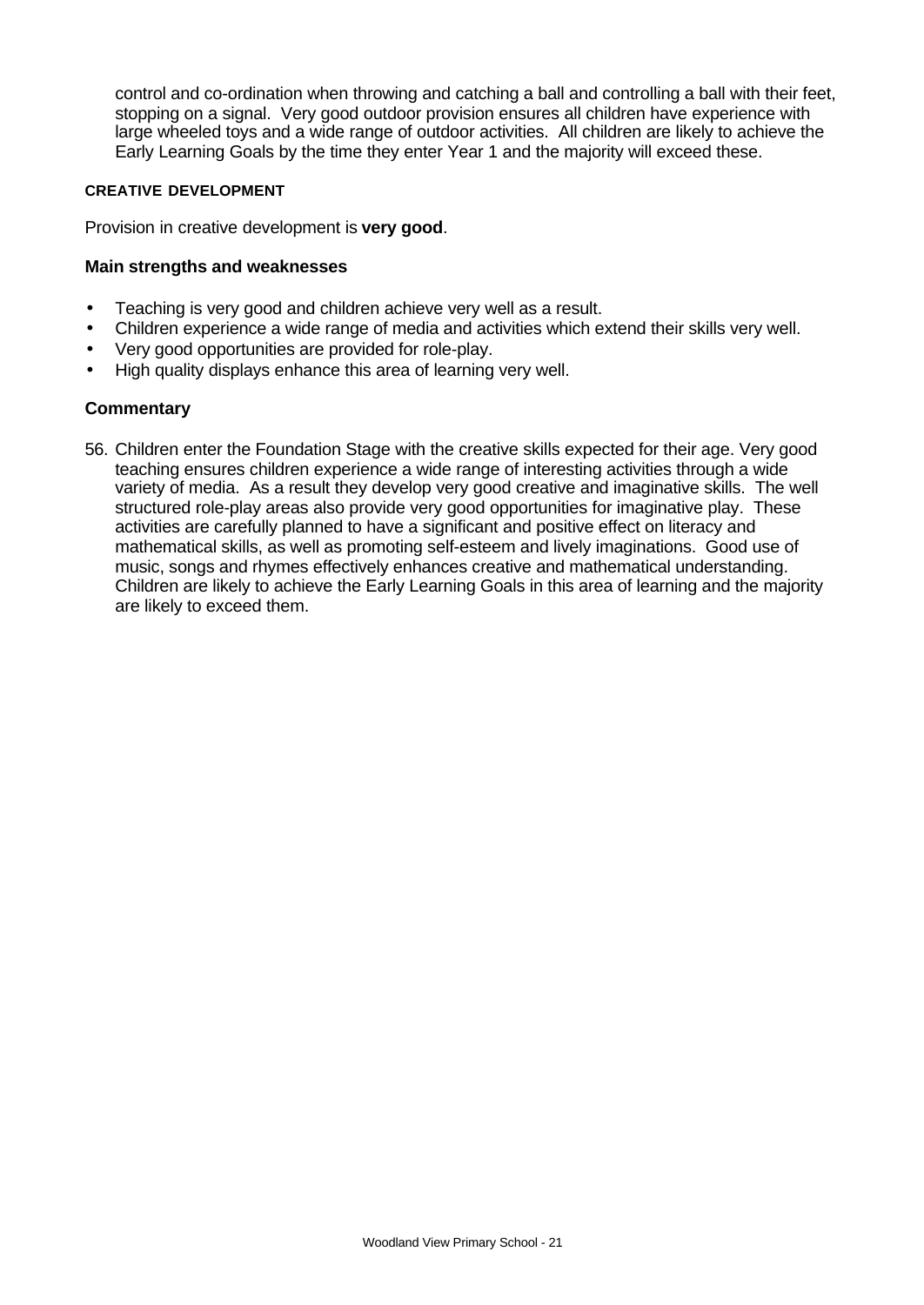control and co-ordination when throwing and catching a ball and controlling a ball with their feet, stopping on a signal. Very good outdoor provision ensures all children have experience with large wheeled toys and a wide range of outdoor activities. All children are likely to achieve the Early Learning Goals by the time they enter Year 1 and the majority will exceed these.

#### CREATIVE DEVELOPMENT

Provision in creative development is **very good**.

### Main strengths and weaknesses

- Teaching is very good and children achieve very well as a result.
- Children experience a wide range of media and activities which extend their skills very well.
- Very good opportunities are provided for role-play.
- High quality displays enhance this area of learning very well.

### Commentary

56. Children enter the Foundation Stage with the creative skills expected for their age. Very good teaching ensures children experience a wide range of interesting activities through a wide variety of media. As a result they develop very good creative and imaginative skills. The well structured role-play areas also provide very good opportunities for imaginative play. These activities are carefully planned to have a significant and positive effect on literacy and mathematical skills, as well as promoting self-esteem and lively imaginations. Good use of music, songs and rhymes effectively enhances creative and mathematical understanding. Children are likely to achieve the Early Learning Goals in this area of learning and the majority are likely to exceed them.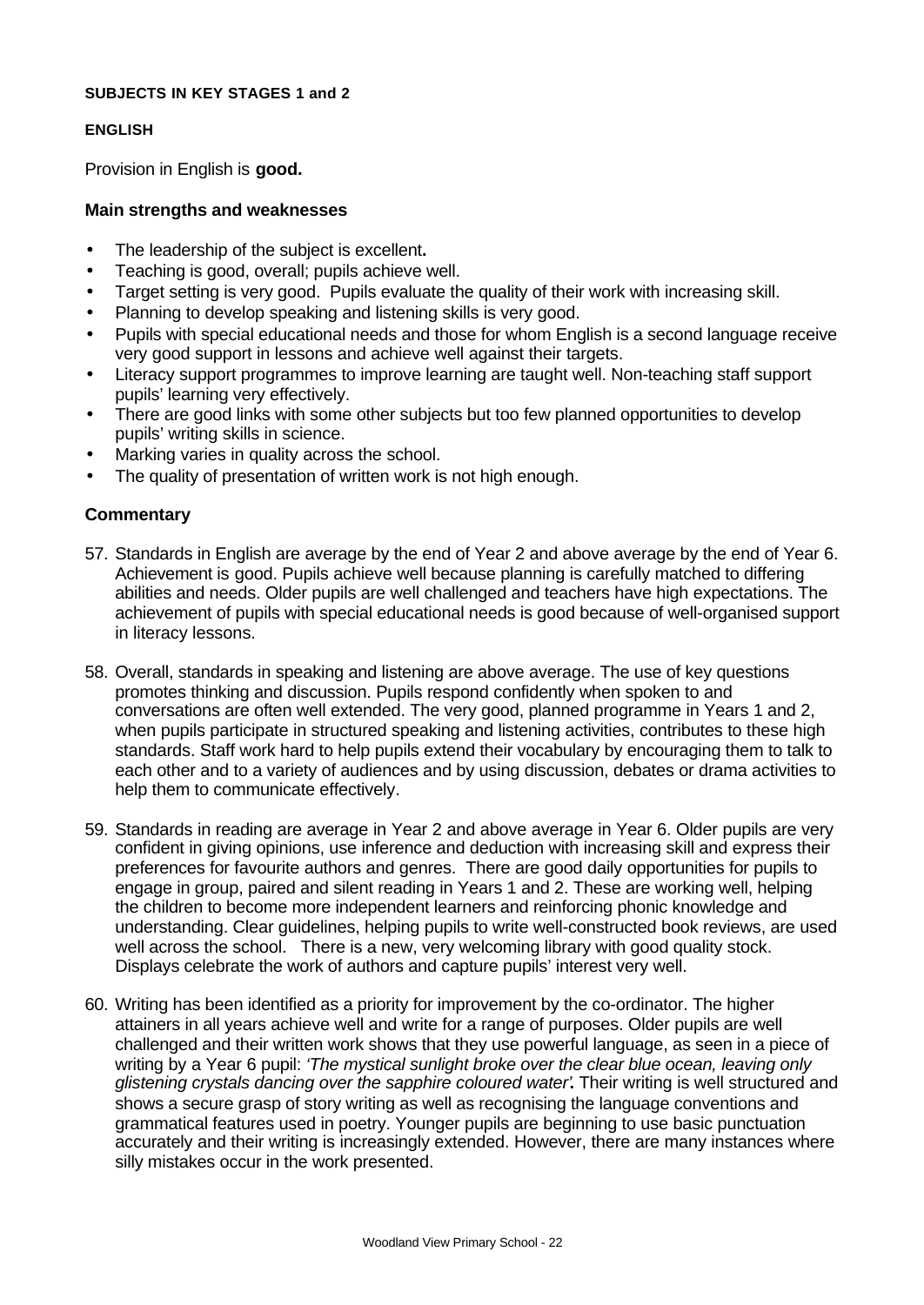**SUBJECTS IN KEY STAGES 1 and 2**

**ENGLISH**

Provision in English is **good.**

### Main strengths and weaknesses

- The leadership of the subject is excellent**.**
- Teaching is good, overall; pupils achieve well.
- Target setting is very good. Pupils evaluate the quality of their work with increasing skill.
- Planning to develop speaking and listening skills is very good.
- Pupils with special educational needs and those for whom English is a second language receive very good support in lessons and achieve well against their targets.
- Literacy support programmes to improve learning are taught well. Non-teaching staff support pupils' learning very effectively.
- There are good links with some other subjects but too few planned opportunities to develop pupils' writing skills in science.
- Marking varies in quality across the school.
- The quality of presentation of written work is not high enough.

### Commentary

57. Standards in English are average by the end of Year 2 and above average by the end of Year 6. Achievement is good. Pupils achieve well because planning is carefully matched to differing abilities and needs. Older pupils are well challenged and teachers have high expectations. The achievement of pupils with special educational needs is good because of well-organised support in literacy lessons.

58. Overall, standards in speaking and listening are above average. The use of key questions promotes thinking and discussion. Pupils respond confidently when spoken to and conversations are often well extended. The very good, planned programme in Years 1 and 2, when pupils participate in structured speaking and listening activities, contributes to these high standards. Staff work hard to help pupils extend their vocabulary by encouraging them to talk to each other and to a variety of audiences and by using discussion, debates or drama activities to help them to communicate effectively.

59. Standards in reading are average in Year 2 and above average in Year 6. Older pupils are very confident in giving opinions, use inference and deduction with increasing skill and express their preferences for favourite authors and genres. There are good daily opportunities for pupils to engage in group, paired and silent reading in Years 1 and 2. These are working well, helping the children to become more independent learners and reinforcing phonic knowledge and understanding. Clear guidelines, helping pupils to write well-constructed book reviews, are used well across the school. There is a new, very welcoming library with good quality stock. Displays celebrate the work of authors and capture pupils' interest very well.

60. Writing has been identified as a priority for improvement by the co-ordinator. The higher attainers in all years achieve well and write for a range of purposes. Older pupils are well challenged and their written work shows that they use powerful language, as seen in a piece of writing by a Year 6 pupil: *'The mystical sunlight broke over the clear blue ocean, leaving only glistening crystals dancing over the sapphire coloured water'.* Their writing is well structured and shows a secure grasp of story writing as well as recognising the language conventions and grammatical features used in poetry. Younger pupils are beginning to use basic punctuation accurately and their writing is increasingly extended. However, there are many instances where silly mistakes occur in the work presented.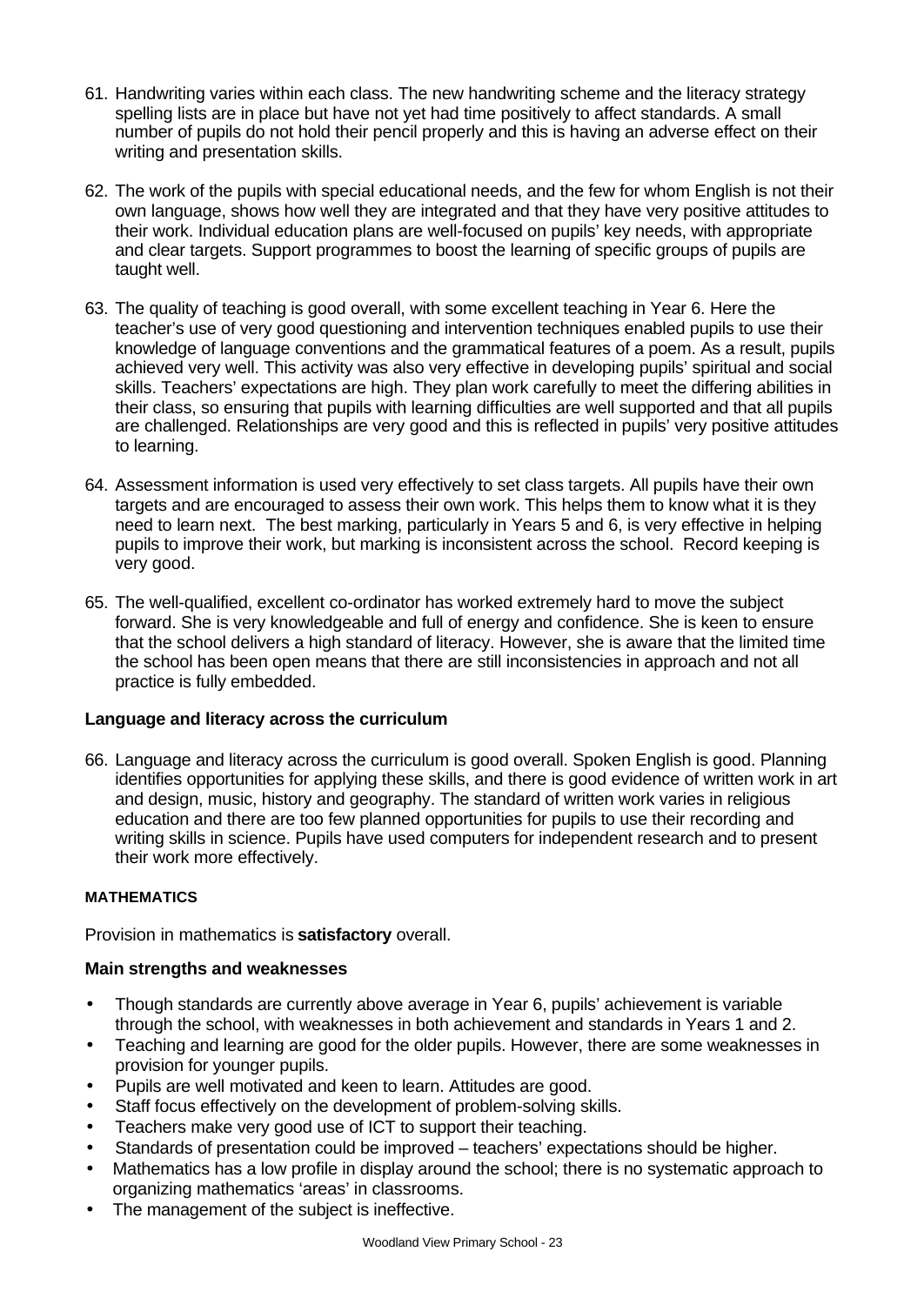61. Handwriting varies within each class. The new handwriting scheme and the literacy strategy spelling lists are in place but have not yet had time positively to affect standards. A small number of pupils do not hold their pencil properly and this is having an adverse effect on their writing and presentation skills.

62. The work of the pupils with special educational needs, and the few for whom English is not their own language, shows how well they are integrated and that they have very positive attitudes to their work. Individual education plans are well-focused on pupils' key needs, with appropriate and clear targets. Support programmes to boost the learning of specific groups of pupils are taught well.

63. The quality of teaching is good overall, with some excellent teaching in Year 6. Here the teacher's use of very good questioning and intervention techniques enabled pupils to use their knowledge of language conventions and the grammatical features of a poem. As a result, pupils achieved very well. This activity was also very effective in developing pupils' spiritual and social skills. Teachers' expectations are high. They plan work carefully to meet the differing abilities in their class, so ensuring that pupils with learning difficulties are well supported and that all pupils are challenged. Relationships are very good and this is reflected in pupils' very positive attitudes to learning.

64. Assessment information is used very effectively to set class targets. All pupils have their own targets and are encouraged to assess their own work. This helps them to know what it is they need to learn next. The best marking, particularly in Years 5 and 6, is very effective in helping pupils to improve their work, but marking is inconsistent across the school. Record keeping is very good.

65. The well-qualified, excellent co-ordinator has worked extremely hard to move the subject forward. She is very knowledgeable and full of energy and confidence. She is keen to ensure that the school delivers a high standard of literacy. However, she is aware that the limited time the school has been open means that there are still inconsistencies in approach and not all practice is fully embedded.

### Language and literacy across the curriculum

66. Language and literacy across the curriculum is good overall. Spoken English is good. Planning identifies opportunities for applying these skills, and there is good evidence of written work in art and design, music, history and geography. The standard of written work varies in religious education and there are too few planned opportunities for pupils to use their recording and writing skills in science. Pupils have used computers for independent research and to present their work more effectively.

## MATHEMATICS

Provision in mathematics is **satisfactory** overall.

### Main strengths and weaknesses

- Though standards are currently above average in Year 6, pupils' achievement is variable through the school, with weaknesses in both achievement and standards in Years 1 and 2.
- Teaching and learning are good for the older pupils. However, there are some weaknesses in provision for younger pupils.
- Pupils are well motivated and keen to learn. Attitudes are good.
- Staff focus effectively on the development of problem-solving skills.
- Teachers make very good use of ICT to support their teaching.
- Standards of presentation could be improved – teachers' expectations should be higher.
- Mathematics has a low profile in display around the school; there is no systematic approach to organizing mathematics 'areas' in classrooms.
- The management of the subject is ineffective.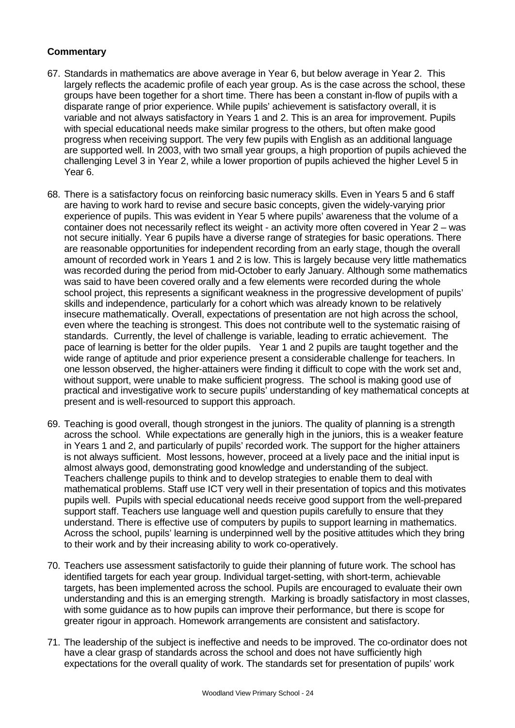**Commentary**

67. Standards in mathematics are above average in Year 6, but below average in Year 2. This largely reflects the academic profile of each year group. As is the case across the school, these groups have been together for a short time. There has been a constant in-flow of pupils with a disparate range of prior experience. While pupils' achievement is satisfactory overall, it is variable and not always satisfactory in Years 1 and 2. This is an area for improvement. Pupils with special educational needs make similar progress to the others, but often make good progress when receiving support. The very few pupils with English as an additional language are supported well. In 2003, with two small year groups, a high proportion of pupils achieved the challenging Level 3 in Year 2, while a lower proportion of pupils achieved the higher Level 5 in Year 6.

68. There is a satisfactory focus on reinforcing basic numeracy skills. Even in Years 5 and 6 staff are having to work hard to revise and secure basic concepts, given the widely-varying prior experience of pupils. This was evident in Year 5 where pupils' awareness that the volume of a container does not necessarily reflect its weight - an activity more often covered in Year 2 – was not secure initially. Year 6 pupils have a diverse range of strategies for basic operations. There are reasonable opportunities for independent recording from an early stage, though the overall amount of recorded work in Years 1 and 2 is low. This is largely because very little mathematics was recorded during the period from mid-October to early January. Although some mathematics was said to have been covered orally and a few elements were recorded during the whole school project, this represents a significant weakness in the progressive development of pupils' skills and independence, particularly for a cohort which was already known to be relatively insecure mathematically. Overall, expectations of presentation are not high across the school, even where the teaching is strongest. This does not contribute well to the systematic raising of standards. Currently, the level of challenge is variable, leading to erratic achievement. The pace of learning is better for the older pupils. Year 1 and 2 pupils are taught together and the wide range of aptitude and prior experience present a considerable challenge for teachers. In one lesson observed, the higher-attainers were finding it difficult to cope with the work set and, without support, were unable to make sufficient progress. The school is making good use of practical and investigative work to secure pupils' understanding of key mathematical concepts at present and is well-resourced to support this approach.

69. Teaching is good overall, though strongest in the juniors. The quality of planning is a strength across the school. While expectations are generally high in the juniors, this is a weaker feature in Years 1 and 2, and particularly of pupils' recorded work. The support for the higher attainers is not always sufficient. Most lessons, however, proceed at a lively pace and the initial input is almost always good, demonstrating good knowledge and understanding of the subject. Teachers challenge pupils to think and to develop strategies to enable them to deal with mathematical problems. Staff use ICT very well in their presentation of topics and this motivates pupils well. Pupils with special educational needs receive good support from the well-prepared support staff. Teachers use language well and question pupils carefully to ensure that they understand. There is effective use of computers by pupils to support learning in mathematics. Across the school, pupils' learning is underpinned well by the positive attitudes which they bring to their work and by their increasing ability to work co-operatively.

70. Teachers use assessment satisfactorily to guide their planning of future work. The school has identified targets for each year group. Individual target-setting, with short-term, achievable targets, has been implemented across the school. Pupils are encouraged to evaluate their own understanding and this is an emerging strength. Marking is broadly satisfactory in most classes, with some guidance as to how pupils can improve their performance, but there is scope for greater rigour in approach. Homework arrangements are consistent and satisfactory.

71. The leadership of the subject is ineffective and needs to be improved. The co-ordinator does not have a clear grasp of standards across the school and does not have sufficiently high expectations for the overall quality of work. The standards set for presentation of pupils' work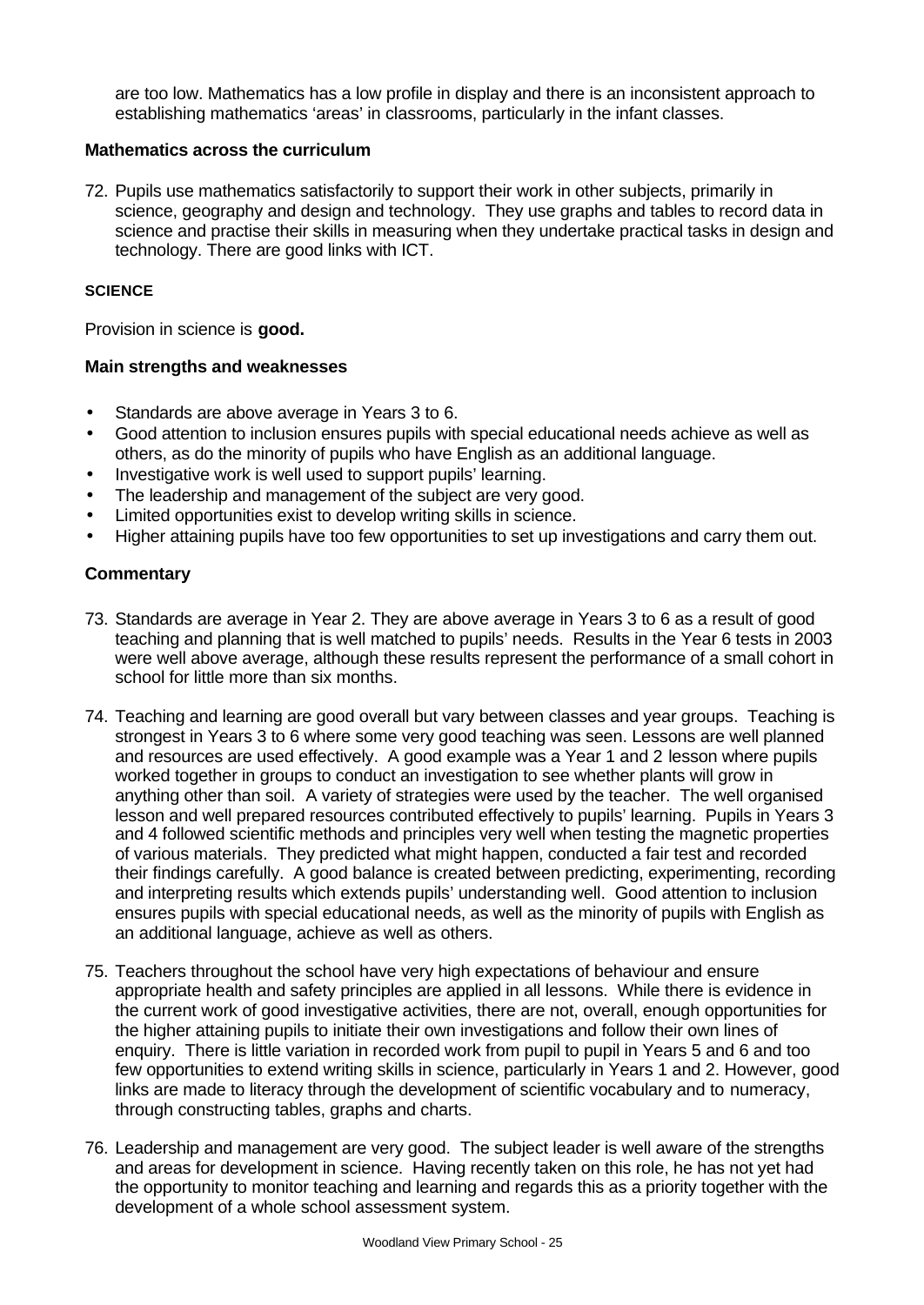are too low. Mathematics has a low profile in display and there is an inconsistent approach to establishing mathematics 'areas' in classrooms, particularly in the infant classes.

### Mathematics across the curriculum

72. Pupils use mathematics satisfactorily to support their work in other subjects, primarily in science, geography and design and technology. They use graphs and tables to record data in science and practise their skills in measuring when they undertake practical tasks in design and technology. There are good links with ICT.

## SCIENCE

Provision in science is **good.**

### Main strengths and weaknesses

- Standards are above average in Years 3 to 6.
- Good attention to inclusion ensures pupils with special educational needs achieve as well as others, as do the minority of pupils who have English as an additional language.
- Investigative work is well used to support pupils' learning.
- The leadership and management of the subject are very good.
- Limited opportunities exist to develop writing skills in science.
- Higher attaining pupils have too few opportunities to set up investigations and carry them out.

### Commentary

73. Standards are average in Year 2. They are above average in Years 3 to 6 as a result of good teaching and planning that is well matched to pupils' needs. Results in the Year 6 tests in 2003 were well above average, although these results represent the performance of a small cohort in school for little more than six months.

74. Teaching and learning are good overall but vary between classes and year groups. Teaching is strongest in Years 3 to 6 where some very good teaching was seen. Lessons are well planned and resources are used effectively. A good example was a Year 1 and 2 lesson where pupils worked together in groups to conduct an investigation to see whether plants will grow in anything other than soil. A variety of strategies were used by the teacher. The well organised lesson and well prepared resources contributed effectively to pupils' learning. Pupils in Years 3 and 4 followed scientific methods and principles very well when testing the magnetic properties of various materials. They predicted what might happen, conducted a fair test and recorded their findings carefully. A good balance is created between predicting, experimenting, recording and interpreting results which extends pupils' understanding well. Good attention to inclusion ensures pupils with special educational needs, as well as the minority of pupils with English as an additional language, achieve as well as others.

75. Teachers throughout the school have very high expectations of behaviour and ensure appropriate health and safety principles are applied in all lessons. While there is evidence in the current work of good investigative activities, there are not, overall, enough opportunities for the higher attaining pupils to initiate their own investigations and follow their own lines of enquiry. There is little variation in recorded work from pupil to pupil in Years 5 and 6 and too few opportunities to extend writing skills in science, particularly in Years 1 and 2. However, good links are made to literacy through the development of scientific vocabulary and to numeracy, through constructing tables, graphs and charts.

76. Leadership and management are very good. The subject leader is well aware of the strengths and areas for development in science. Having recently taken on this role, he has not yet had the opportunity to monitor teaching and learning and regards this as a priority together with the development of a whole school assessment system.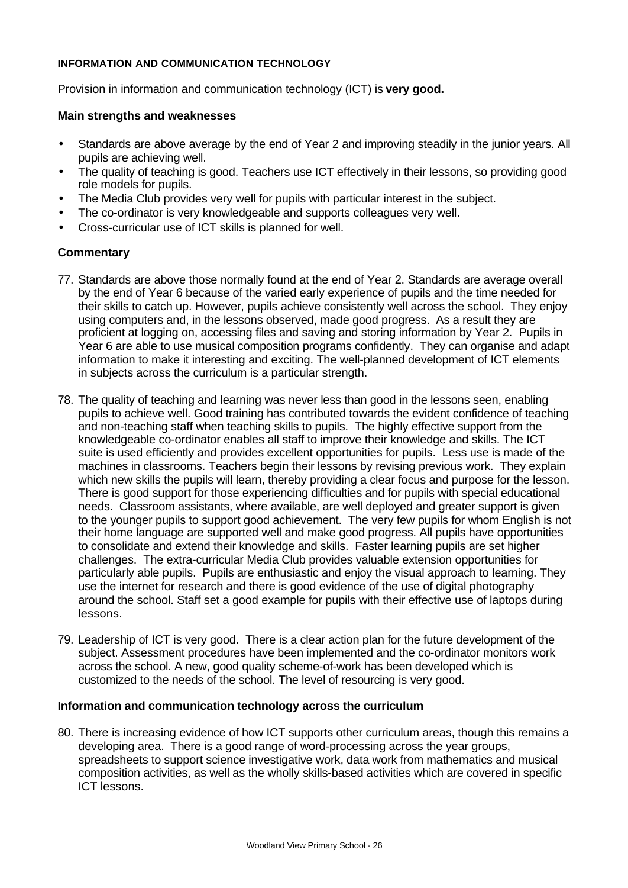**INFORMATION AND COMMUNICATION TECHNOLOGY**

Provision in information and communication technology (ICT) is **very good.**

### Main strengths and weaknesses

- Standards are above average by the end of Year 2 and improving steadily in the junior years. All pupils are achieving well.
- The quality of teaching is good. Teachers use ICT effectively in their lessons, so providing good role models for pupils.
- The Media Club provides very well for pupils with particular interest in the subject.
- The co-ordinator is very knowledgeable and supports colleagues very well.
- Cross-curricular use of ICT skills is planned for well.

### Commentary

77. Standards are above those normally found at the end of Year 2. Standards are average overall by the end of Year 6 because of the varied early experience of pupils and the time needed for their skills to catch up. However, pupils achieve consistently well across the school. They enjoy using computers and, in the lessons observed, made good progress. As a result they are proficient at logging on, accessing files and saving and storing information by Year 2. Pupils in Year 6 are able to use musical composition programs confidently. They can organise and adapt information to make it interesting and exciting. The well-planned development of ICT elements in subjects across the curriculum is a particular strength.

78. The quality of teaching and learning was never less than good in the lessons seen, enabling pupils to achieve well. Good training has contributed towards the evident confidence of teaching and non-teaching staff when teaching skills to pupils. The highly effective support from the knowledgeable co-ordinator enables all staff to improve their knowledge and skills. The ICT suite is used efficiently and provides excellent opportunities for pupils. Less use is made of the machines in classrooms. Teachers begin their lessons by revising previous work. They explain which new skills the pupils will learn, thereby providing a clear focus and purpose for the lesson. There is good support for those experiencing difficulties and for pupils with special educational needs. Classroom assistants, where available, are well deployed and greater support is given to the younger pupils to support good achievement. The very few pupils for whom English is not their home language are supported well and make good progress. All pupils have opportunities to consolidate and extend their knowledge and skills. Faster learning pupils are set higher challenges. The extra-curricular Media Club provides valuable extension opportunities for particularly able pupils. Pupils are enthusiastic and enjoy the visual approach to learning. They use the internet for research and there is good evidence of the use of digital photography around the school. Staff set a good example for pupils with their effective use of laptops during lessons.

79. Leadership of ICT is very good. There is a clear action plan for the future development of the subject. Assessment procedures have been implemented and the co-ordinator monitors work across the school. A new, good quality scheme-of-work has been developed which is customized to the needs of the school. The level of resourcing is very good.

### Information and communication technology across the curriculum

80. There is increasing evidence of how ICT supports other curriculum areas, though this remains a developing area. There is a good range of word-processing across the year groups, spreadsheets to support science investigative work, data work from mathematics and musical composition activities, as well as the wholly skills-based activities which are covered in specific ICT lessons.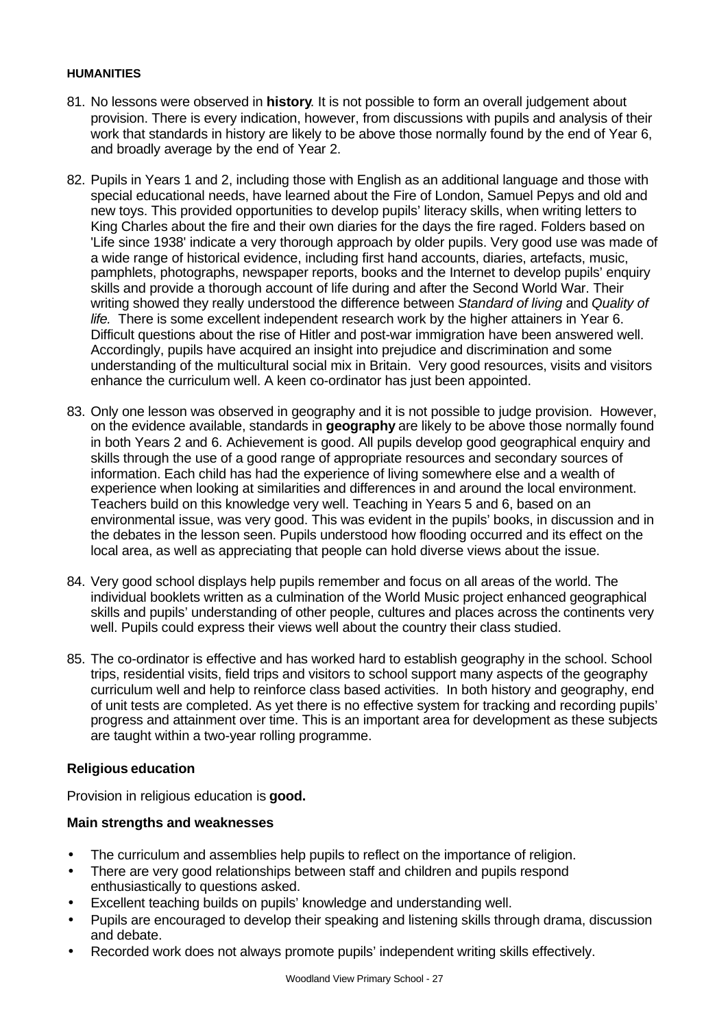## HUMANITIES

81. No lessons were observed in **history**. It is not possible to form an overall judgement about provision. There is every indication, however, from discussions with pupils and analysis of their work that standards in history are likely to be above those normally found by the end of Year 6, and broadly average by the end of Year 2.

82. Pupils in Years 1 and 2, including those with English as an additional language and those with special educational needs, have learned about the Fire of London, Samuel Pepys and old and new toys. This provided opportunities to develop pupils' literacy skills, when writing letters to King Charles about the fire and their own diaries for the days the fire raged. Folders based on 'Life since 1938' indicate a very thorough approach by older pupils. Very good use was made of a wide range of historical evidence, including first hand accounts, diaries, artefacts, music, pamphlets, photographs, newspaper reports, books and the Internet to develop pupils' enquiry skills and provide a thorough account of life during and after the Second World War. Their writing showed they really understood the difference between *Standard of living* and *Quality of life.* There is some excellent independent research work by the higher attainers in Year 6. Difficult questions about the rise of Hitler and post-war immigration have been answered well. Accordingly, pupils have acquired an insight into prejudice and discrimination and some understanding of the multicultural social mix in Britain. Very good resources, visits and visitors enhance the curriculum well. A keen co-ordinator has just been appointed.

83. Only one lesson was observed in geography and it is not possible to judge provision. However, on the evidence available, standards in **geography** are likely to be above those normally found in both Years 2 and 6. Achievement is good. All pupils develop good geographical enquiry and skills through the use of a good range of appropriate resources and secondary sources of information. Each child has had the experience of living somewhere else and a wealth of experience when looking at similarities and differences in and around the local environment. Teachers build on this knowledge very well. Teaching in Years 5 and 6, based on an environmental issue, was very good. This was evident in the pupils' books, in discussion and in the debates in the lesson seen. Pupils understood how flooding occurred and its effect on the local area, as well as appreciating that people can hold diverse views about the issue.

84. Very good school displays help pupils remember and focus on all areas of the world. The individual booklets written as a culmination of the World Music project enhanced geographical skills and pupils' understanding of other people, cultures and places across the continents very well. Pupils could express their views well about the country their class studied.

85. The co-ordinator is effective and has worked hard to establish geography in the school. School trips, residential visits, field trips and visitors to school support many aspects of the geography curriculum well and help to reinforce class based activities. In both history and geography, end of unit tests are completed. As yet there is no effective system for tracking and recording pupils' progress and attainment over time. This is an important area for development as these subjects are taught within a two-year rolling programme.

### Religious education

Provision in religious education is **good.**

#### Main strengths and weaknesses

- The curriculum and assemblies help pupils to reflect on the importance of religion.
- There are very good relationships between staff and children and pupils respond enthusiastically to questions asked.
- Excellent teaching builds on pupils' knowledge and understanding well.
- Pupils are encouraged to develop their speaking and listening skills through drama, discussion and debate.
- Recorded work does not always promote pupils' independent writing skills effectively.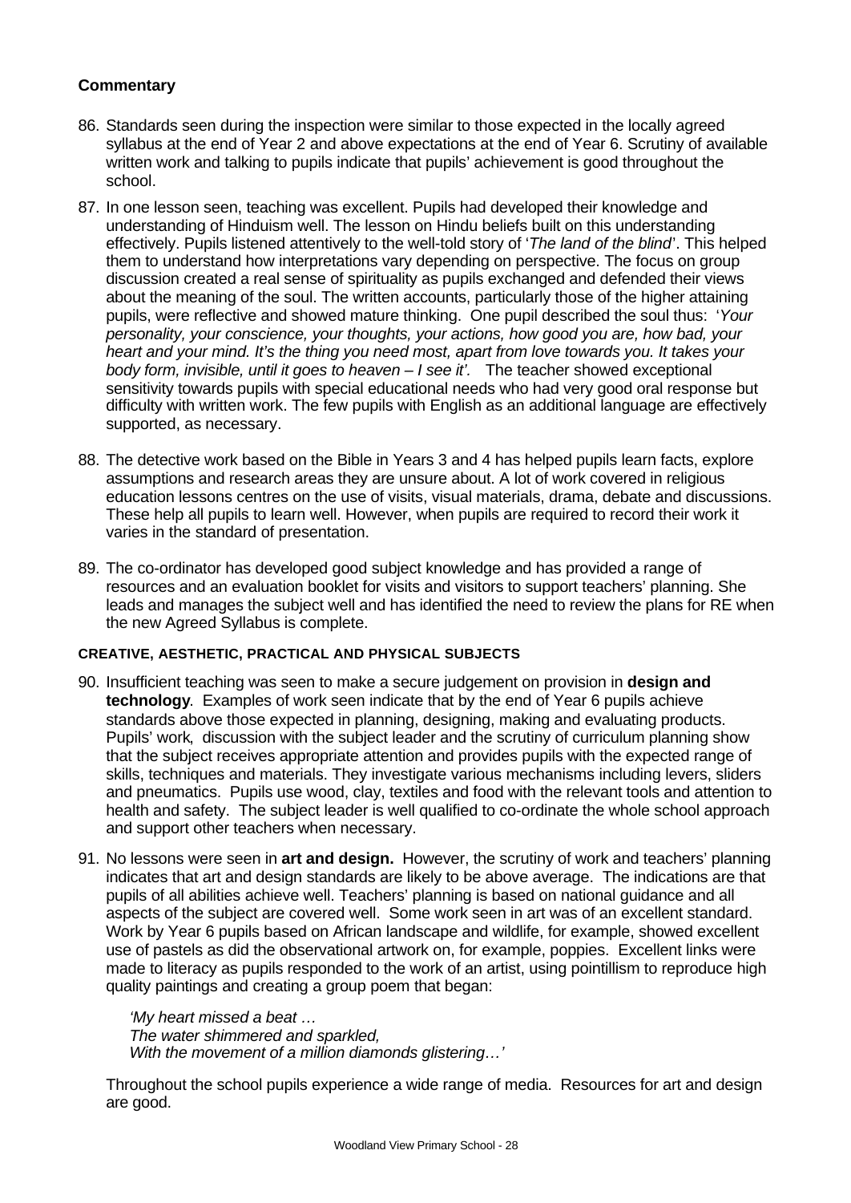### Commentary

86. Standards seen during the inspection were similar to those expected in the locally agreed syllabus at the end of Year 2 and above expectations at the end of Year 6. Scrutiny of available written work and talking to pupils indicate that pupils' achievement is good throughout the school.

87. In one lesson seen, teaching was excellent. Pupils had developed their knowledge and understanding of Hinduism well. The lesson on Hindu beliefs built on this understanding effectively. Pupils listened attentively to the well-told story of '*The land of the blind*'. This helped them to understand how interpretations vary depending on perspective. The focus on group discussion created a real sense of spirituality as pupils exchanged and defended their views about the meaning of the soul. The written accounts, particularly those of the higher attaining pupils, were reflective and showed mature thinking. One pupil described the soul thus: '*Your personality, your conscience, your thoughts, your actions, how good you are, how bad, your heart and your mind. It's the thing you need most, apart from love towards you. It takes your body form, invisible, until it goes to heaven – I see it'.* The teacher showed exceptional sensitivity towards pupils with special educational needs who had very good oral response but difficulty with written work. The few pupils with English as an additional language are effectively supported, as necessary.

88. The detective work based on the Bible in Years 3 and 4 has helped pupils learn facts, explore assumptions and research areas they are unsure about. A lot of work covered in religious education lessons centres on the use of visits, visual materials, drama, debate and discussions. These help all pupils to learn well. However, when pupils are required to record their work it varies in the standard of presentation.

89. The co-ordinator has developed good subject knowledge and has provided a range of resources and an evaluation booklet for visits and visitors to support teachers' planning. She leads and manages the subject well and has identified the need to review the plans for RE when the new Agreed Syllabus is complete.

#### CREATIVE, AESTHETIC, PRACTICAL AND PHYSICAL SUBJECTS

90. Insufficient teaching was seen to make a secure judgement on provision in **design and technology**. Examples of work seen indicate that by the end of Year 6 pupils achieve standards above those expected in planning, designing, making and evaluating products. Pupils' work, discussion with the subject leader and the scrutiny of curriculum planning show that the subject receives appropriate attention and provides pupils with the expected range of skills, techniques and materials. They investigate various mechanisms including levers, sliders and pneumatics. Pupils use wood, clay, textiles and food with the relevant tools and attention to health and safety. The subject leader is well qualified to co-ordinate the whole school approach and support other teachers when necessary.

91. No lessons were seen in **art and design.** However, the scrutiny of work and teachers' planning indicates that art and design standards are likely to be above average. The indications are that pupils of all abilities achieve well. Teachers' planning is based on national guidance and all aspects of the subject are covered well. Some work seen in art was of an excellent standard. Work by Year 6 pupils based on African landscape and wildlife, for example, showed excellent use of pastels as did the observational artwork on, for example, poppies. Excellent links were made to literacy as pupils responded to the work of an artist, using pointillism to reproduce high quality paintings and creating a group poem that began:

    *'My heart missed a beat …*
    *The water shimmered and sparkled,*
    *With the movement of a million diamonds glistering…'*

    Throughout the school pupils experience a wide range of media. Resources for art and design are good.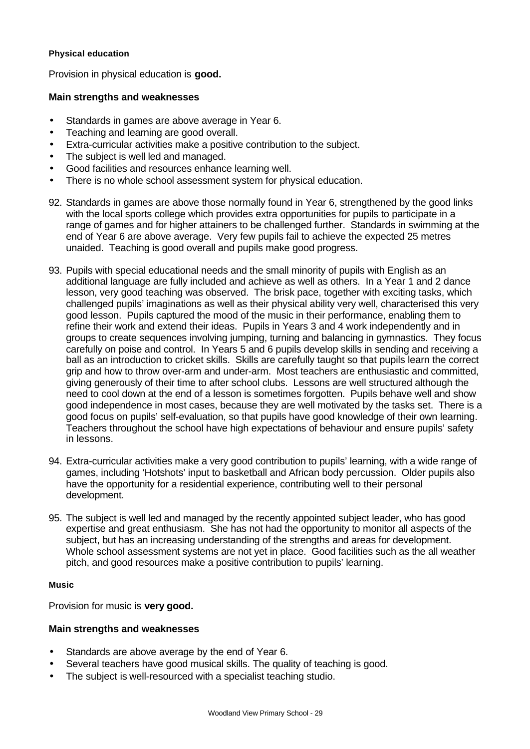### Physical education

Provision in physical education is **good.**

#### Main strengths and weaknesses

- Standards in games are above average in Year 6.
- Teaching and learning are good overall.
- Extra-curricular activities make a positive contribution to the subject.
- The subject is well led and managed.
- Good facilities and resources enhance learning well.
- There is no whole school assessment system for physical education.

92. Standards in games are above those normally found in Year 6, strengthened by the good links with the local sports college which provides extra opportunities for pupils to participate in a range of games and for higher attainers to be challenged further. Standards in swimming at the end of Year 6 are above average. Very few pupils fail to achieve the expected 25 metres unaided. Teaching is good overall and pupils make good progress.

93. Pupils with special educational needs and the small minority of pupils with English as an additional language are fully included and achieve as well as others. In a Year 1 and 2 dance lesson, very good teaching was observed. The brisk pace, together with exciting tasks, which challenged pupils' imaginations as well as their physical ability very well, characterised this very good lesson. Pupils captured the mood of the music in their performance, enabling them to refine their work and extend their ideas. Pupils in Years 3 and 4 work independently and in groups to create sequences involving jumping, turning and balancing in gymnastics. They focus carefully on poise and control. In Years 5 and 6 pupils develop skills in sending and receiving a ball as an introduction to cricket skills. Skills are carefully taught so that pupils learn the correct grip and how to throw over-arm and under-arm. Most teachers are enthusiastic and committed, giving generously of their time to after school clubs. Lessons are well structured although the need to cool down at the end of a lesson is sometimes forgotten. Pupils behave well and show good independence in most cases, because they are well motivated by the tasks set. There is a good focus on pupils' self-evaluation, so that pupils have good knowledge of their own learning. Teachers throughout the school have high expectations of behaviour and ensure pupils' safety in lessons.

94. Extra-curricular activities make a very good contribution to pupils' learning, with a wide range of games, including 'Hotshots' input to basketball and African body percussion. Older pupils also have the opportunity for a residential experience, contributing well to their personal development.

95. The subject is well led and managed by the recently appointed subject leader, who has good expertise and great enthusiasm. She has not had the opportunity to monitor all aspects of the subject, but has an increasing understanding of the strengths and areas for development. Whole school assessment systems are not yet in place. Good facilities such as the all weather pitch, and good resources make a positive contribution to pupils' learning.

### Music

Provision for music is **very good.**

#### Main strengths and weaknesses

- Standards are above average by the end of Year 6.
- Several teachers have good musical skills. The quality of teaching is good.
- The subject is well-resourced with a specialist teaching studio.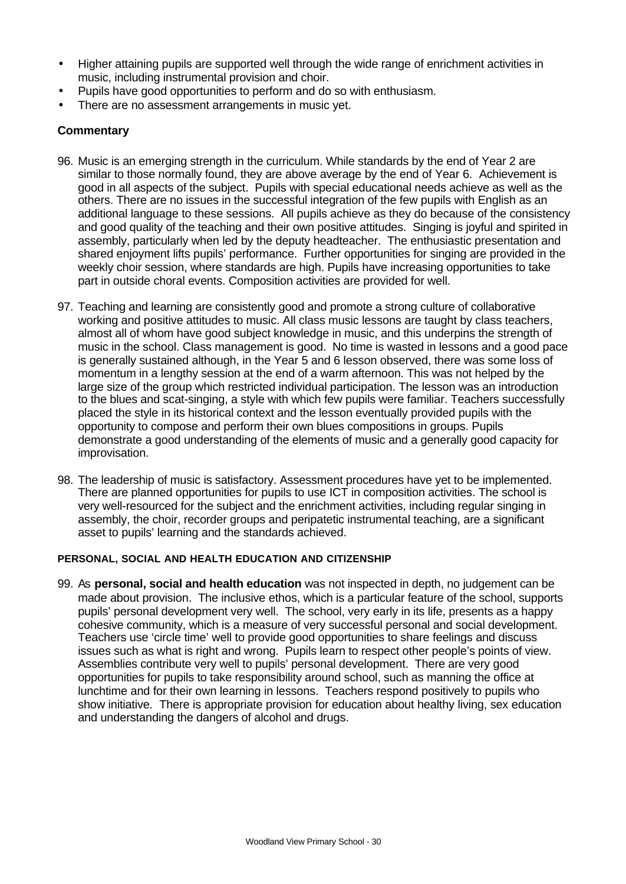- Higher attaining pupils are supported well through the wide range of enrichment activities in music, including instrumental provision and choir.
- Pupils have good opportunities to perform and do so with enthusiasm.
- There are no assessment arrangements in music yet.

### Commentary

96. Music is an emerging strength in the curriculum. While standards by the end of Year 2 are similar to those normally found, they are above average by the end of Year 6. Achievement is good in all aspects of the subject. Pupils with special educational needs achieve as well as the others. There are no issues in the successful integration of the few pupils with English as an additional language to these sessions. All pupils achieve as they do because of the consistency and good quality of the teaching and their own positive attitudes. Singing is joyful and spirited in assembly, particularly when led by the deputy headteacher. The enthusiastic presentation and shared enjoyment lifts pupils' performance. Further opportunities for singing are provided in the weekly choir session, where standards are high. Pupils have increasing opportunities to take part in outside choral events. Composition activities are provided for well.

97. Teaching and learning are consistently good and promote a strong culture of collaborative working and positive attitudes to music. All class music lessons are taught by class teachers, almost all of whom have good subject knowledge in music, and this underpins the strength of music in the school. Class management is good. No time is wasted in lessons and a good pace is generally sustained although, in the Year 5 and 6 lesson observed, there was some loss of momentum in a lengthy session at the end of a warm afternoon. This was not helped by the large size of the group which restricted individual participation. The lesson was an introduction to the blues and scat-singing, a style with which few pupils were familiar. Teachers successfully placed the style in its historical context and the lesson eventually provided pupils with the opportunity to compose and perform their own blues compositions in groups. Pupils demonstrate a good understanding of the elements of music and a generally good capacity for improvisation.

98. The leadership of music is satisfactory. Assessment procedures have yet to be implemented. There are planned opportunities for pupils to use ICT in composition activities. The school is very well-resourced for the subject and the enrichment activities, including regular singing in assembly, the choir, recorder groups and peripatetic instrumental teaching, are a significant asset to pupils' learning and the standards achieved.

#### PERSONAL, SOCIAL AND HEALTH EDUCATION AND CITIZENSHIP

99. As **personal, social and health education** was not inspected in depth, no judgement can be made about provision. The inclusive ethos, which is a particular feature of the school, supports pupils' personal development very well. The school, very early in its life, presents as a happy cohesive community, which is a measure of very successful personal and social development. Teachers use 'circle time' well to provide good opportunities to share feelings and discuss issues such as what is right and wrong. Pupils learn to respect other people's points of view. Assemblies contribute very well to pupils' personal development. There are very good opportunities for pupils to take responsibility around school, such as manning the office at lunchtime and for their own learning in lessons. Teachers respond positively to pupils who show initiative. There is appropriate provision for education about healthy living, sex education and understanding the dangers of alcohol and drugs.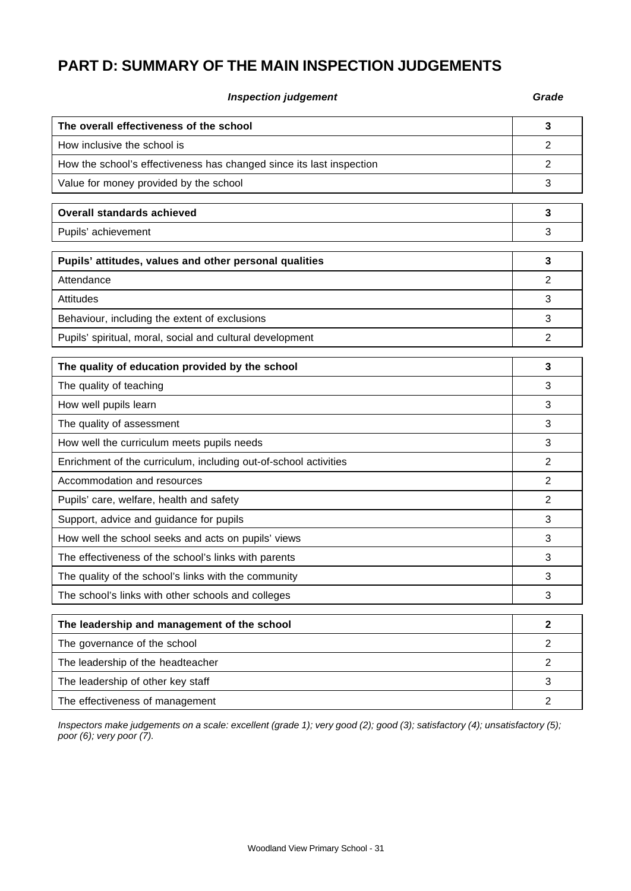# PART D: SUMMARY OF THE MAIN INSPECTION JUDGEMENTS

| *Inspection judgement* | *Grade* |
|---|---|
| **The overall effectiveness of the school** | **3** |
| How inclusive the school is | 2 |
| How the school's effectiveness has changed since its last inspection | 2 |
| Value for money provided by the school | 3 |
| **Overall standards achieved** | **3** |
| Pupils' achievement | 3 |
| **Pupils' attitudes, values and other personal qualities** | **3** |
| Attendance | 2 |
| Attitudes | 3 |
| Behaviour, including the extent of exclusions | 3 |
| Pupils' spiritual, moral, social and cultural development | 2 |
| **The quality of education provided by the school** | **3** |
| The quality of teaching | 3 |
| How well pupils learn | 3 |
| The quality of assessment | 3 |
| How well the curriculum meets pupils needs | 3 |
| Enrichment of the curriculum, including out-of-school activities | 2 |
| Accommodation and resources | 2 |
| Pupils' care, welfare, health and safety | 2 |
| Support, advice and guidance for pupils | 3 |
| How well the school seeks and acts on pupils' views | 3 |
| The effectiveness of the school's links with parents | 3 |
| The quality of the school's links with the community | 3 |
| The school's links with other schools and colleges | 3 |
| **The leadership and management of the school** | **2** |
| The governance of the school | 2 |
| The leadership of the headteacher | 2 |
| The leadership of other key staff | 3 |
| The effectiveness of management | 2 |

*Inspectors make judgements on a scale: excellent (grade 1); very good (2); good (3); satisfactory (4); unsatisfactory (5); poor (6); very poor (7).*